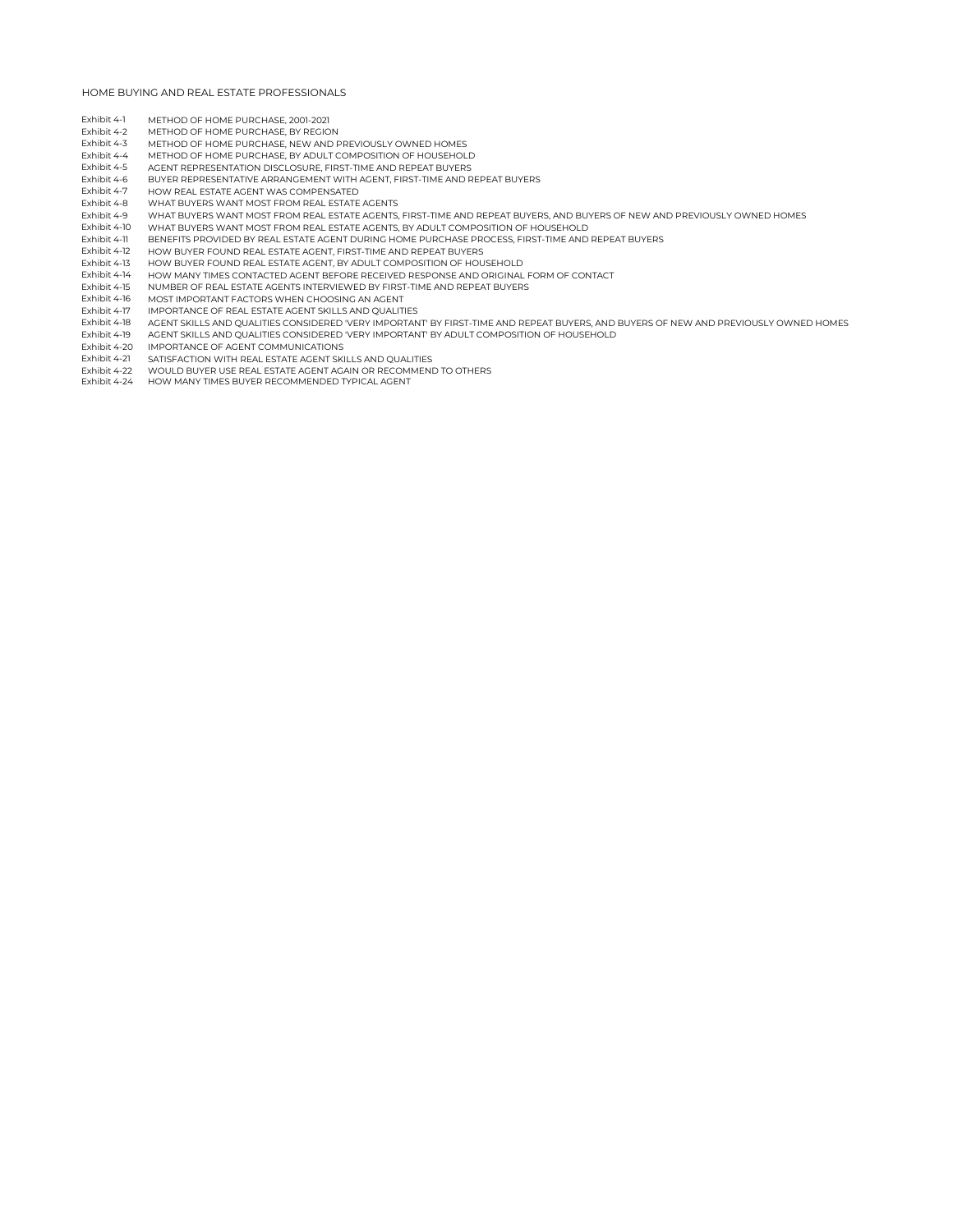# HOME BUYING AND REAL ESTATE PROFESSIONALS

| | |
|---|---|
| Exhibit 4-1 | METHOD OF HOME PURCHASE, 2001-2021 |
| Exhibit 4-2 | METHOD OF HOME PURCHASE, BY REGION |
| Exhibit 4-3 | METHOD OF HOME PURCHASE, NEW AND PREVIOUSLY OWNED HOMES |
| Exhibit 4-4 | METHOD OF HOME PURCHASE, BY ADULT COMPOSITION OF HOUSEHOLD |
| Exhibit 4-5 | AGENT REPRESENTATION DISCLOSURE, FIRST-TIME AND REPEAT BUYERS |
| Exhibit 4-6 | BUYER REPRESENTATIVE ARRANGEMENT WITH AGENT, FIRST-TIME AND REPEAT BUYERS |
| Exhibit 4-7 | HOW REAL ESTATE AGENT WAS COMPENSATED |
| Exhibit 4-8 | WHAT BUYERS WANT MOST FROM REAL ESTATE AGENTS |
| Exhibit 4-9 | WHAT BUYERS WANT MOST FROM REAL ESTATE AGENTS, FIRST-TIME AND REPEAT BUYERS, AND BUYERS OF NEW AND PREVIOUSLY OWNED HOMES |
| Exhibit 4-10 | WHAT BUYERS WANT MOST FROM REAL ESTATE AGENTS, BY ADULT COMPOSITION OF HOUSEHOLD |
| Exhibit 4-11 | BENEFITS PROVIDED BY REAL ESTATE AGENT DURING HOME PURCHASE PROCESS, FIRST-TIME AND REPEAT BUYERS |
| Exhibit 4-12 | HOW BUYER FOUND REAL ESTATE AGENT, FIRST-TIME AND REPEAT BUYERS |
| Exhibit 4-13 | HOW BUYER FOUND REAL ESTATE AGENT, BY ADULT COMPOSITION OF HOUSEHOLD |
| Exhibit 4-14 | HOW MANY TIMES CONTACTED AGENT BEFORE RECEIVED RESPONSE AND ORIGINAL FORM OF CONTACT |
| Exhibit 4-15 | NUMBER OF REAL ESTATE AGENTS INTERVIEWED BY FIRST-TIME AND REPEAT BUYERS |
| Exhibit 4-16 | MOST IMPORTANT FACTORS WHEN CHOOSING AN AGENT |
| Exhibit 4-17 | IMPORTANCE OF REAL ESTATE AGENT SKILLS AND QUALITIES |
| Exhibit 4-18 | AGENT SKILLS AND QUALITIES CONSIDERED 'VERY IMPORTANT' BY FIRST-TIME AND REPEAT BUYERS, AND BUYERS OF NEW AND PREVIOUSLY OWNED HOMES |
| Exhibit 4-19 | AGENT SKILLS AND QUALITIES CONSIDERED 'VERY IMPORTANT' BY ADULT COMPOSITION OF HOUSEHOLD |
| Exhibit 4-20 | IMPORTANCE OF AGENT COMMUNICATIONS |
| Exhibit 4-21 | SATISFACTION WITH REAL ESTATE AGENT SKILLS AND QUALITIES |
| Exhibit 4-22 | WOULD BUYER USE REAL ESTATE AGENT AGAIN OR RECOMMEND TO OTHERS |
| Exhibit 4-24 | HOW MANY TIMES BUYER RECOMMENDED TYPICAL AGENT |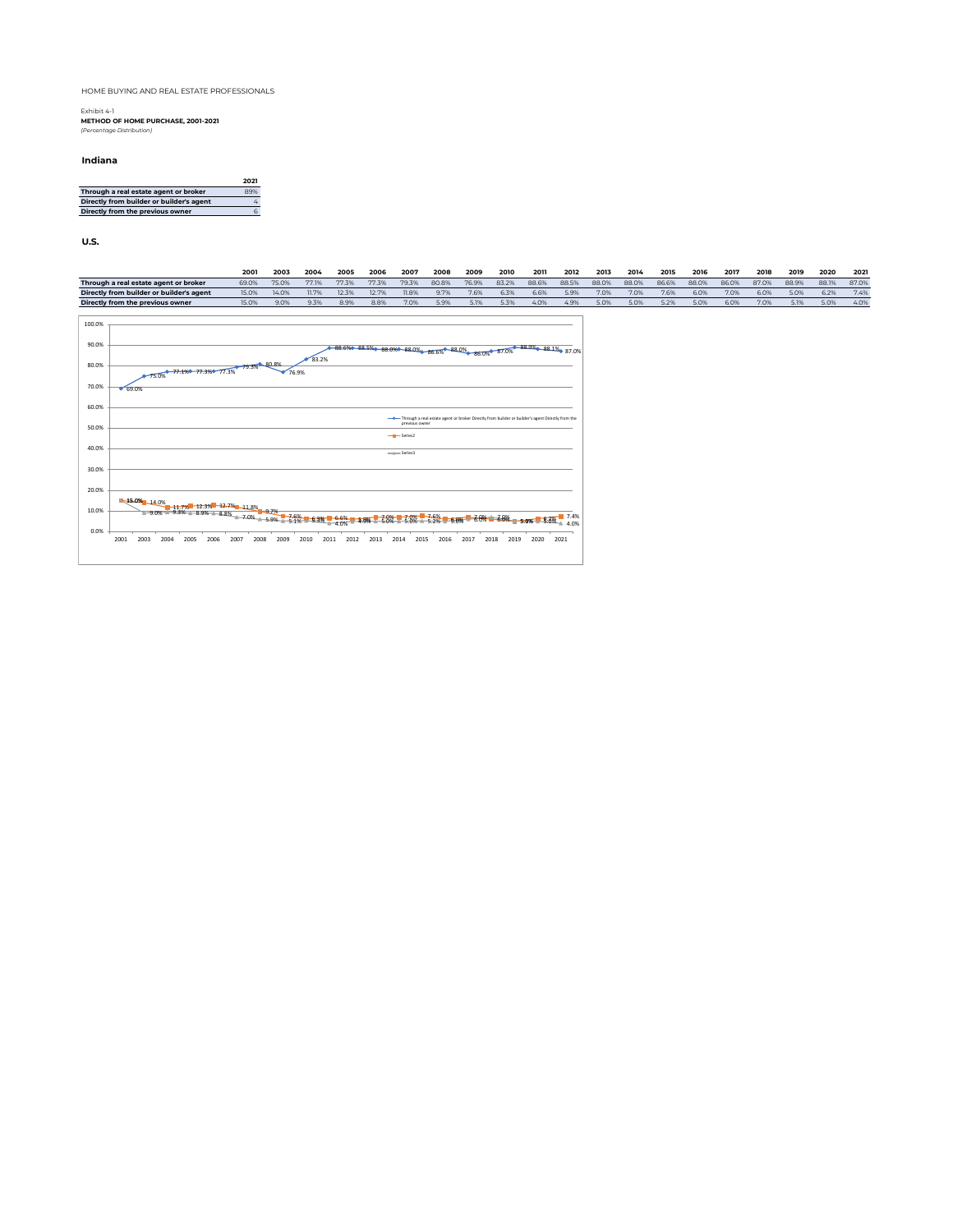HOME BUYING AND REAL ESTATE PROFESSIONALS

Exhibit 4-1

**METHOD OF HOME PURCHASE, 2001-2021**

*(Percentage Distribution)*

## Indiana

| | 2021 |
|---|---|
| **Through a real estate agent or broker** | 89% |
| **Directly from builder or builder's agent** | 4 |
| **Directly from the previous owner** | 6 |

## U.S.

| | 2001 | 2003 | 2004 | 2005 | 2006 | 2007 | 2008 | 2009 | 2010 | 2011 | 2012 | 2013 | 2014 | 2015 | 2016 | 2017 | 2018 | 2019 | 2020 | 2021 |
|---|---|---|---|---|---|---|---|---|---|---|---|---|---|---|---|---|---|---|---|---|
| **Through a real estate agent or broker** | 69.0% | 75.0% | 77.1% | 77.3% | 77.3% | 79.3% | 80.8% | 76.9% | 83.2% | 88.6% | 88.5% | 88.0% | 88.0% | 86.6% | 88.0% | 86.0% | 87.0% | 88.9% | 88.1% | 87.0% |
| **Directly from builder or builder's agent** | 15.0% | 14.0% | 11.7% | 12.3% | 12.7% | 11.8% | 9.7% | 7.6% | 6.3% | 6.6% | 5.9% | 7.0% | 7.0% | 7.6% | 6.0% | 7.0% | 6.0% | 5.0% | 6.2% | 7.4% |
| **Directly from the previous owner** | 15.0% | 9.0% | 9.3% | 8.9% | 8.8% | 7.0% | 5.9% | 5.1% | 5.3% | 4.0% | 4.9% | 5.0% | 5.0% | 5.2% | 5.0% | 6.0% | 7.0% | 5.1% | 5.0% | 4.0% |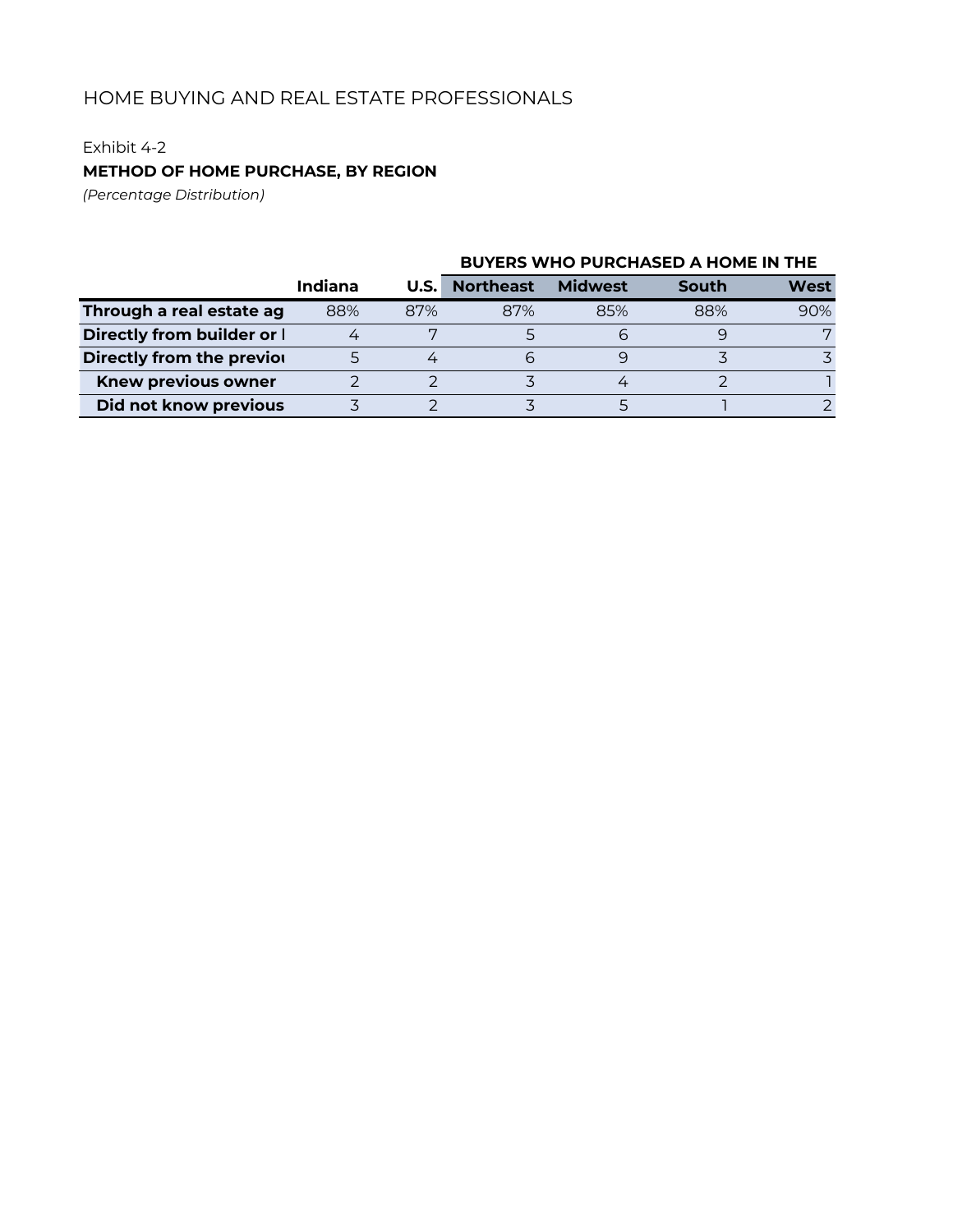HOME BUYING AND REAL ESTATE PROFESSIONALS

Exhibit 4-2

**METHOD OF HOME PURCHASE, BY REGION**

*(Percentage Distribution)*

| | | | BUYERS WHO PURCHASED A HOME IN THE | | | |
|---|---|---|---|---|---|---|
| | **Indiana** | **U.S.** | **Northeast** | **Midwest** | **South** | **West** |
| **Through a real estate ag** | 88% | 87% | 87% | 85% | 88% | 90% |
| **Directly from builder or l** | 4 | 7 | 5 | 6 | 9 | 7 |
| **Directly from the previo** | 5 | 4 | 6 | 9 | 3 | 3 |
| **Knew previous owner** | 2 | 2 | 3 | 4 | 2 | 1 |
| **Did not know previous** | 3 | 2 | 3 | 5 | 1 | 2 |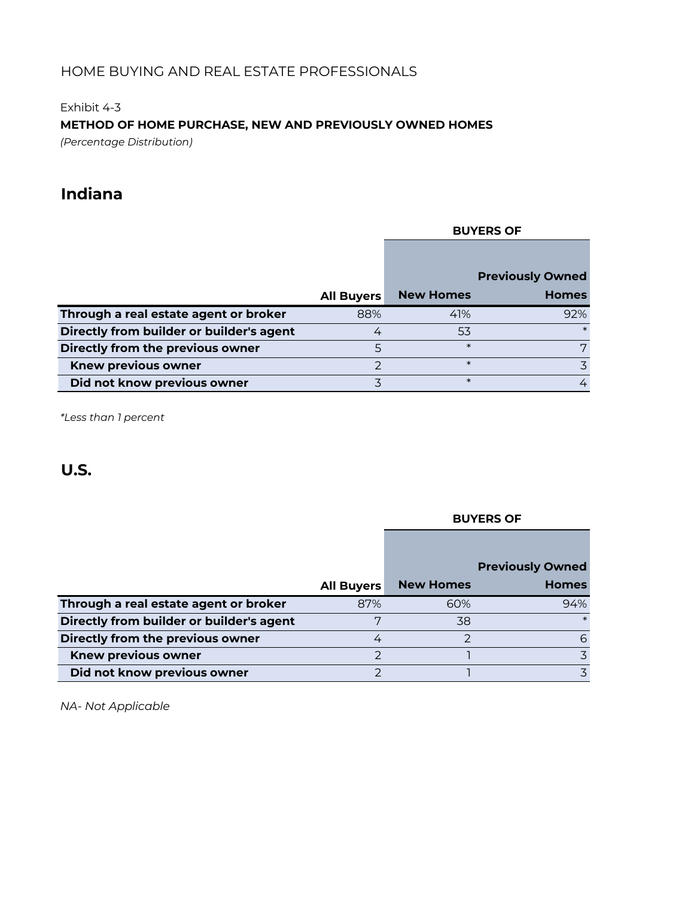HOME BUYING AND REAL ESTATE PROFESSIONALS

Exhibit 4-3

**METHOD OF HOME PURCHASE, NEW AND PREVIOUSLY OWNED HOMES**

*(Percentage Distribution)*

## Indiana

| | | BUYERS OF | |
|---|---|---|---|
| | All Buyers | New Homes | Previously Owned Homes |
| **Through a real estate agent or broker** | 88% | 41% | 92% |
| **Directly from builder or builder's agent** | 4 | 53 | * |
| **Directly from the previous owner** | 5 | * | 7 |
| **Knew previous owner** | 2 | * | 3 |
| **Did not know previous owner** | 3 | * | 4 |

*\*Less than 1 percent*

## U.S.

| | | BUYERS OF | |
|---|---|---|---|
| | All Buyers | New Homes | Previously Owned Homes |
| **Through a real estate agent or broker** | 87% | 60% | 94% |
| **Directly from builder or builder's agent** | 7 | 38 | * |
| **Directly from the previous owner** | 4 | 2 | 6 |
| **Knew previous owner** | 2 | 1 | 3 |
| **Did not know previous owner** | 2 | 1 | 3 |

*NA- Not Applicable*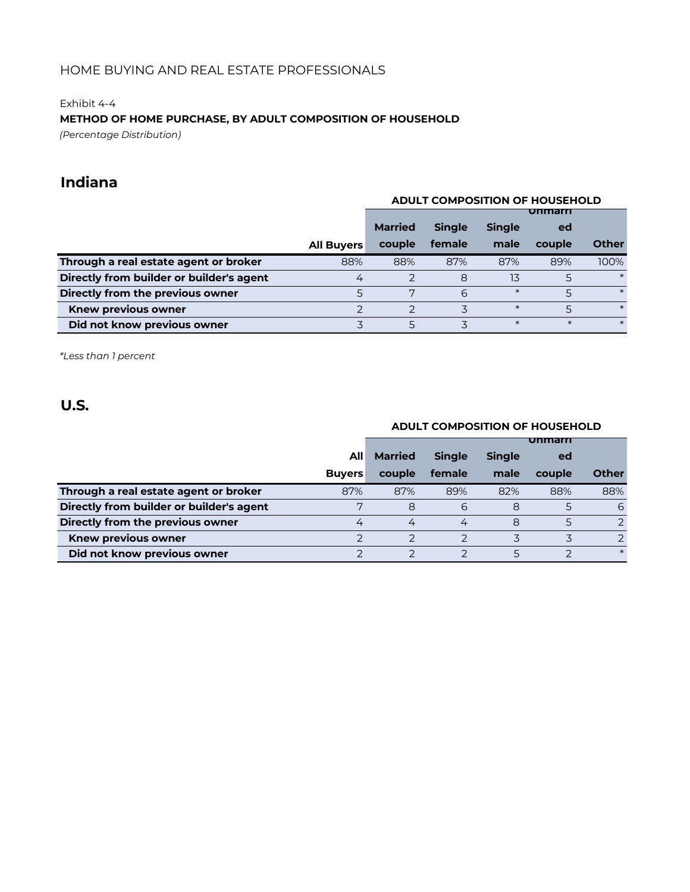HOME BUYING AND REAL ESTATE PROFESSIONALS

Exhibit 4-4

**METHOD OF HOME PURCHASE, BY ADULT COMPOSITION OF HOUSEHOLD**

*(Percentage Distribution)*

## Indiana

| | | ADULT COMPOSITION OF HOUSEHOLD | | | | |
|---|---|---|---|---|---|---|
| | All Buyers | Married couple | Single female | Single male | Unmarried couple | Other |
| **Through a real estate agent or broker** | 88% | 88% | 87% | 87% | 89% | 100% |
| **Directly from builder or builder's agent** | 4 | 2 | 8 | 13 | 5 | * |
| **Directly from the previous owner** | 5 | 7 | 6 | * | 5 | * |
| **Knew previous owner** | 2 | 2 | 3 | * | 5 | * |
| **Did not know previous owner** | 3 | 5 | 3 | * | * | * |

*\*Less than 1 percent*

## U.S.

| | | ADULT COMPOSITION OF HOUSEHOLD | | | | |
|---|---|---|---|---|---|---|
| | All Buyers | Married couple | Single female | Single male | Unmarried couple | Other |
| **Through a real estate agent or broker** | 87% | 87% | 89% | 82% | 88% | 88% |
| **Directly from builder or builder's agent** | 7 | 8 | 6 | 8 | 5 | 6 |
| **Directly from the previous owner** | 4 | 4 | 4 | 8 | 5 | 2 |
| **Knew previous owner** | 2 | 2 | 2 | 3 | 3 | 2 |
| **Did not know previous owner** | 2 | 2 | 2 | 5 | 2 | * |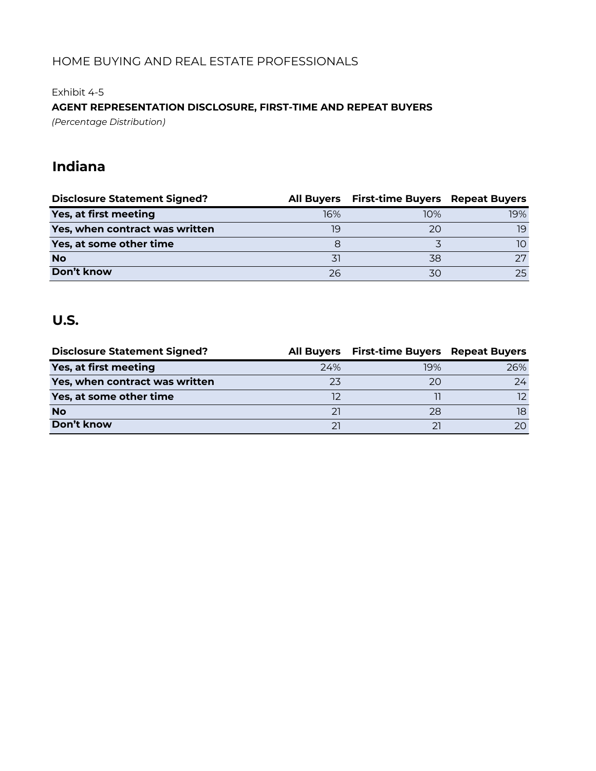HOME BUYING AND REAL ESTATE PROFESSIONALS

Exhibit 4-5

**AGENT REPRESENTATION DISCLOSURE, FIRST-TIME AND REPEAT BUYERS**

*(Percentage Distribution)*

## Indiana

| Disclosure Statement Signed? | All Buyers | First-time Buyers | Repeat Buyers |
|---|---|---|---|
| **Yes, at first meeting** | 16% | 10% | 19% |
| **Yes, when contract was written** | 19 | 20 | 19 |
| **Yes, at some other time** | 8 | 3 | 10 |
| **No** | 31 | 38 | 27 |
| **Don't know** | 26 | 30 | 25 |

## U.S.

| Disclosure Statement Signed? | All Buyers | First-time Buyers | Repeat Buyers |
|---|---|---|---|
| **Yes, at first meeting** | 24% | 19% | 26% |
| **Yes, when contract was written** | 23 | 20 | 24 |
| **Yes, at some other time** | 12 | 11 | 12 |
| **No** | 21 | 28 | 18 |
| **Don't know** | 21 | 21 | 20 |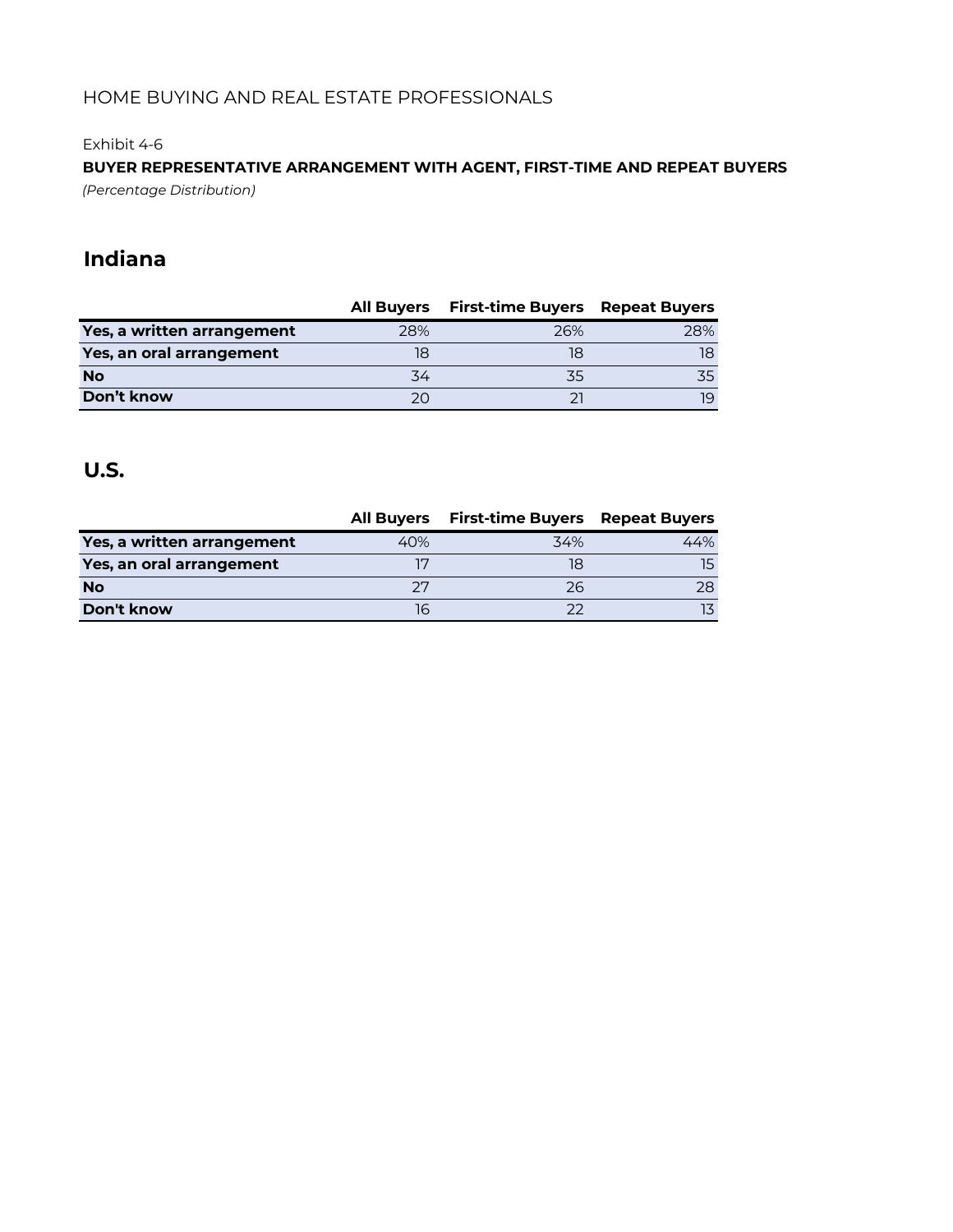HOME BUYING AND REAL ESTATE PROFESSIONALS

Exhibit 4-6

**BUYER REPRESENTATIVE ARRANGEMENT WITH AGENT, FIRST-TIME AND REPEAT BUYERS**

*(Percentage Distribution)*

## Indiana

| | All Buyers | First-time Buyers | Repeat Buyers |
|---|---|---|---|
| **Yes, a written arrangement** | 28% | 26% | 28% |
| **Yes, an oral arrangement** | 18 | 18 | 18 |
| **No** | 34 | 35 | 35 |
| **Don't know** | 20 | 21 | 19 |

## U.S.

| | All Buyers | First-time Buyers | Repeat Buyers |
|---|---|---|---|
| **Yes, a written arrangement** | 40% | 34% | 44% |
| **Yes, an oral arrangement** | 17 | 18 | 15 |
| **No** | 27 | 26 | 28 |
| **Don't know** | 16 | 22 | 13 |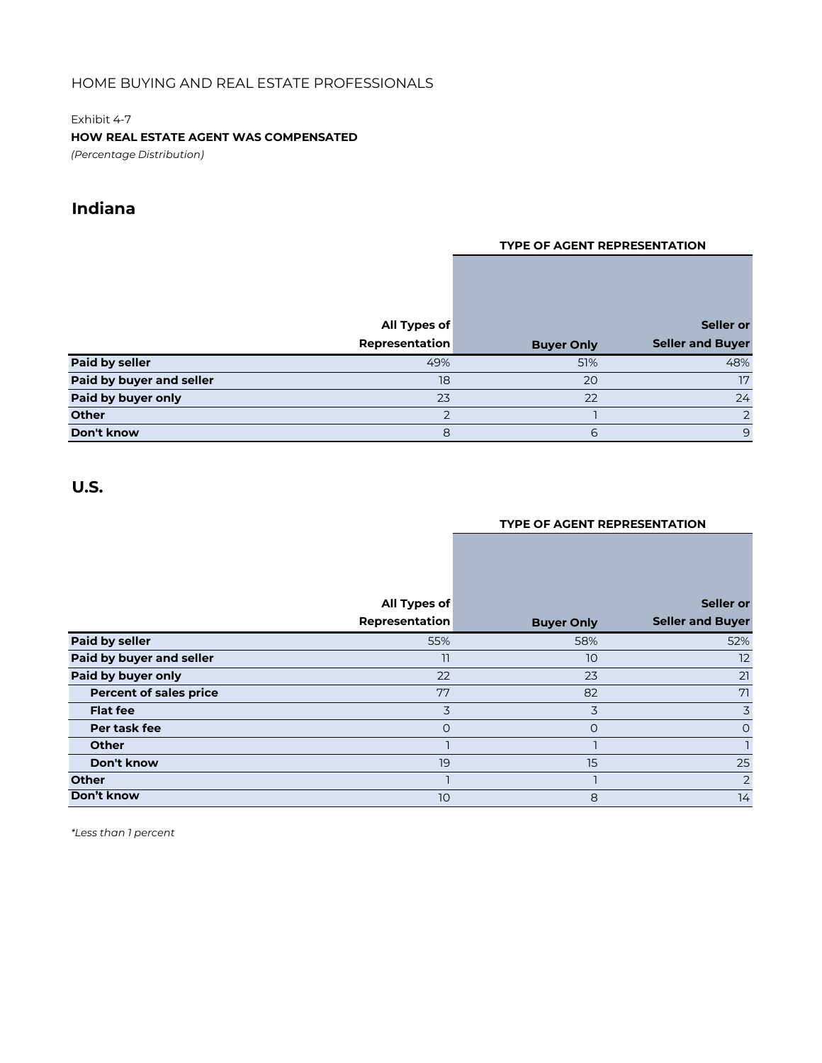HOME BUYING AND REAL ESTATE PROFESSIONALS

Exhibit 4-7

**HOW REAL ESTATE AGENT WAS COMPENSATED**

*(Percentage Distribution)*

## Indiana

| | | TYPE OF AGENT REPRESENTATION | |
|---|---|---|---|
| | All Types of Representation | Buyer Only | Seller or Seller and Buyer |
| **Paid by seller** | 49% | 51% | 48% |
| **Paid by buyer and seller** | 18 | 20 | 17 |
| **Paid by buyer only** | 23 | 22 | 24 |
| **Other** | 2 | 1 | 2 |
| **Don't know** | 8 | 6 | 9 |

## U.S.

| | | TYPE OF AGENT REPRESENTATION | |
|---|---|---|---|
| | All Types of Representation | Buyer Only | Seller or Seller and Buyer |
| **Paid by seller** | 55% | 58% | 52% |
| **Paid by buyer and seller** | 11 | 10 | 12 |
| **Paid by buyer only** | 22 | 23 | 21 |
| **Percent of sales price** | 77 | 82 | 71 |
| **Flat fee** | 3 | 3 | 3 |
| **Per task fee** | 0 | 0 | 0 |
| **Other** | 1 | 1 | 1 |
| **Don't know** | 19 | 15 | 25 |
| **Other** | 1 | 1 | 2 |
| **Don't know** | 10 | 8 | 14 |

*\*Less than 1 percent*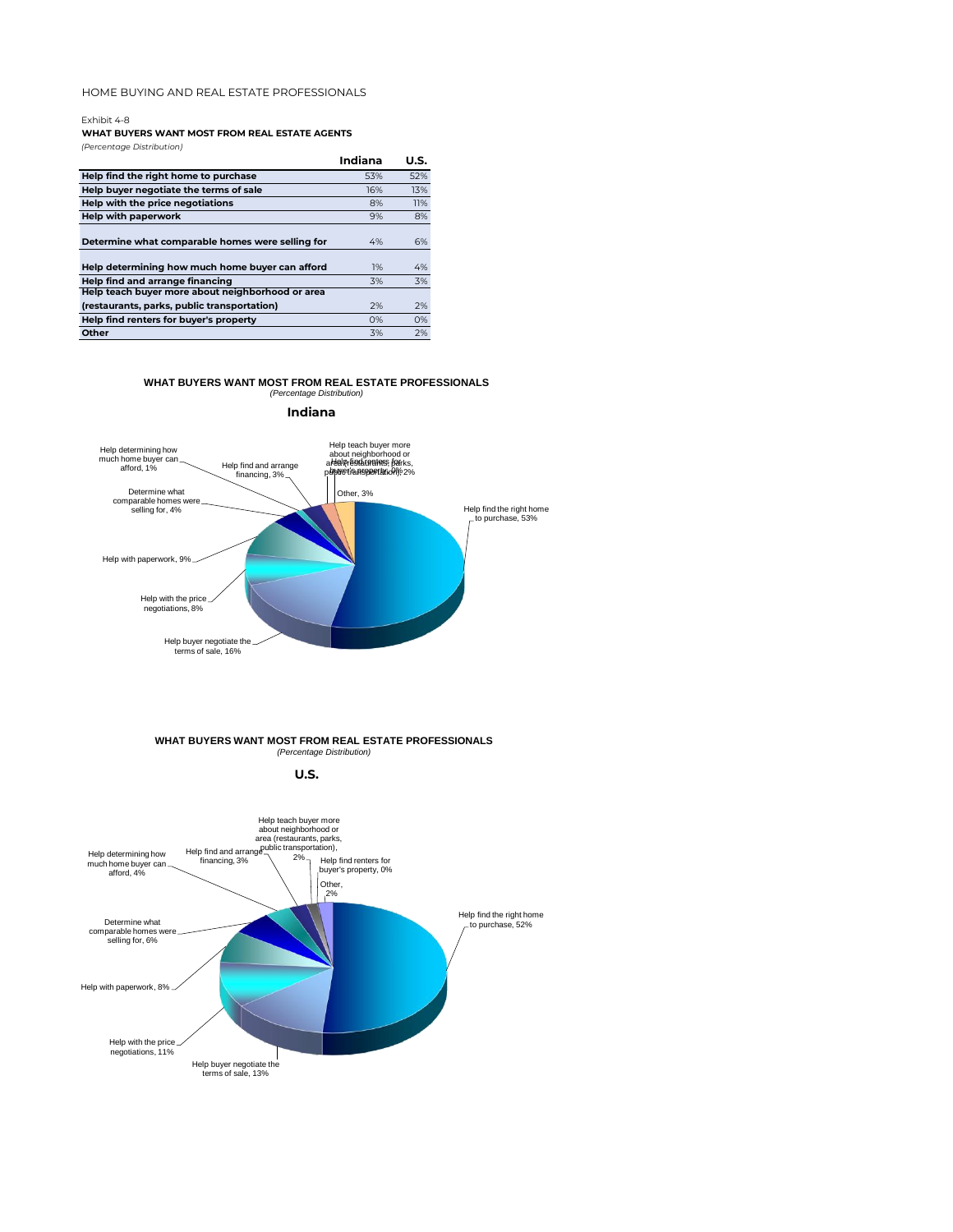HOME BUYING AND REAL ESTATE PROFESSIONALS

Exhibit 4-8

**WHAT BUYERS WANT MOST FROM REAL ESTATE AGENTS**

*(Percentage Distribution)*

| | Indiana | U.S. |
|---|---|---|
| **Help find the right home to purchase** | 53% | 52% |
| **Help buyer negotiate the terms of sale** | 16% | 13% |
| **Help with the price negotiations** | 8% | 11% |
| **Help with paperwork** | 9% | 8% |
| **Determine what comparable homes were selling for** | 4% | 6% |
| **Help determining how much home buyer can afford** | 1% | 4% |
| **Help find and arrange financing** | 3% | 3% |
| **Help teach buyer more about neighborhood or area (restaurants, parks, public transportation)** | 2% | 2% |
| **Help find renters for buyer's property** | 0% | 0% |
| **Other** | 3% | 2% |

**WHAT BUYERS WANT MOST FROM REAL ESTATE PROFESSIONALS**

*(Percentage Distribution)*

**Indiana**

Help find the right home to purchase, 53%; Help buyer negotiate the terms of sale, 16%; Help with the price negotiations, 8%; Help with paperwork, 9%; Determine what comparable homes were selling for, 4%; Help determining how much home buyer can afford, 1%; Help find and arrange financing, 3%; Help teach buyer more about neighborhood or area (restaurants, parks, public transportation), 2%; Help find renters for buyer's property, 0%; Other, 3%

**WHAT BUYERS WANT MOST FROM REAL ESTATE PROFESSIONALS**

*(Percentage Distribution)*

**U.S.**

Help find the right home to purchase, 52%; Help buyer negotiate the terms of sale, 13%; Help with the price negotiations, 11%; Help with paperwork, 8%; Determine what comparable homes were selling for, 6%; Help determining how much home buyer can afford, 4%; Help find and arrange financing, 3%; Help teach buyer more about neighborhood or area (restaurants, parks, public transportation), 2%; Help find renters for buyer's property, 0%; Other, 2%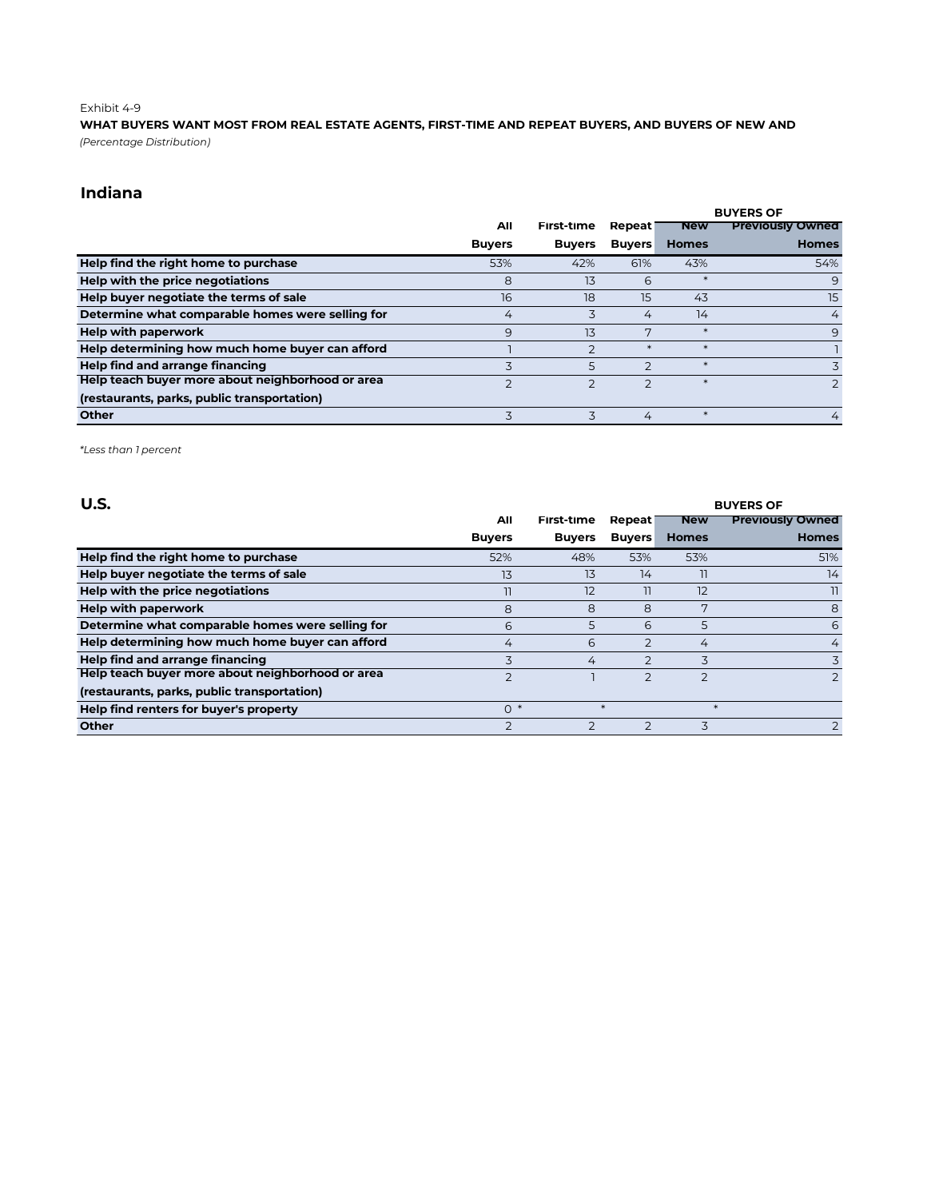Exhibit 4-9

**WHAT BUYERS WANT MOST FROM REAL ESTATE AGENTS, FIRST-TIME AND REPEAT BUYERS, AND BUYERS OF NEW AND**

*(Percentage Distribution)*

## Indiana

| | All Buyers | First-time Buyers | Repeat Buyers | BUYERS OF New Homes | BUYERS OF Previously Owned Homes |
|---|---|---|---|---|---|
| **Help find the right home to purchase** | 53% | 42% | 61% | 43% | 54% |
| **Help with the price negotiations** | 8 | 13 | 6 | * | 9 |
| **Help buyer negotiate the terms of sale** | 16 | 18 | 15 | 43 | 15 |
| **Determine what comparable homes were selling for** | 4 | 3 | 4 | 14 | 4 |
| **Help with paperwork** | 9 | 13 | 7 | * | 9 |
| **Help determining how much home buyer can afford** | 1 | 2 | * | * | 1 |
| **Help find and arrange financing** | 3 | 5 | 2 | * | 3 |
| **Help teach buyer more about neighborhood or area (restaurants, parks, public transportation)** | 2 | 2 | 2 | * | 2 |
| **Other** | 3 | 3 | 4 | * | 4 |

*\*Less than 1 percent*

## U.S.

| | All Buyers | First-time Buyers | Repeat Buyers | BUYERS OF New Homes | BUYERS OF Previously Owned Homes |
|---|---|---|---|---|---|
| **Help find the right home to purchase** | 52% | 48% | 53% | 53% | 51% |
| **Help buyer negotiate the terms of sale** | 13 | 13 | 14 | 11 | 14 |
| **Help with the price negotiations** | 11 | 12 | 11 | 12 | 11 |
| **Help with paperwork** | 8 | 8 | 8 | 7 | 8 |
| **Determine what comparable homes were selling for** | 6 | 5 | 6 | 5 | 6 |
| **Help determining how much home buyer can afford** | 4 | 6 | 2 | 4 | 4 |
| **Help find and arrange financing** | 3 | 4 | 2 | 3 | 3 |
| **Help teach buyer more about neighborhood or area (restaurants, parks, public transportation)** | 2 | 1 | 2 | 2 | 2 |
| **Help find renters for buyer's property** | 0 * | * | | * | |
| **Other** | 2 | 2 | 2 | 3 | 2 |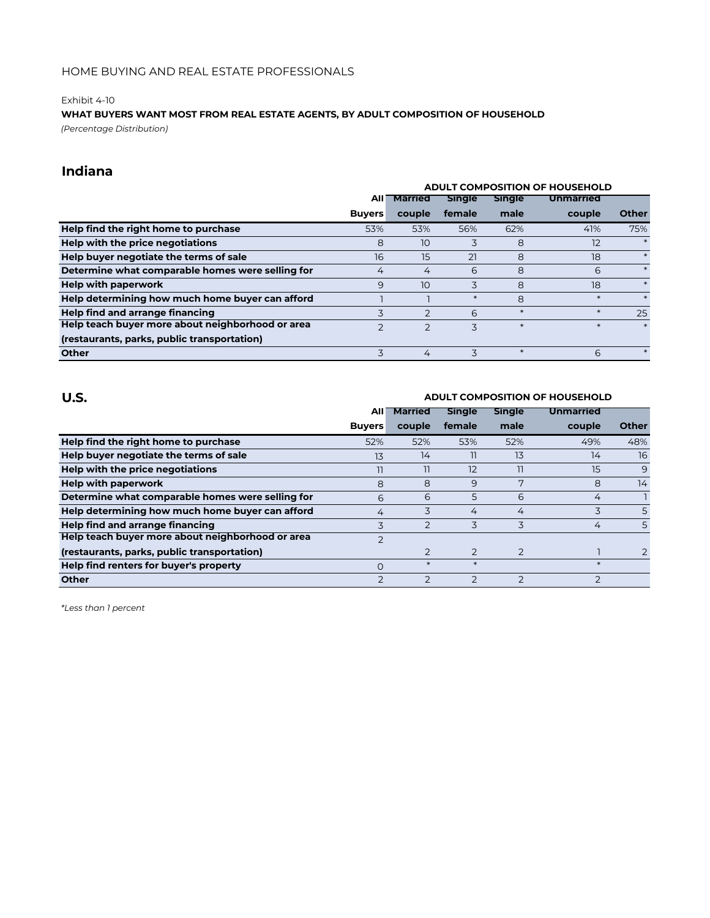Exhibit 4-10

**WHAT BUYERS WANT MOST FROM REAL ESTATE AGENTS, BY ADULT COMPOSITION OF HOUSEHOLD**

*(Percentage Distribution)*

## Indiana

| | | ADULT COMPOSITION OF HOUSEHOLD | | | | |
|---|---|---|---|---|---|---|
| | All Buyers | Married couple | Single female | Single male | Unmarried couple | Other |
| **Help find the right home to purchase** | 53% | 53% | 56% | 62% | 41% | 75% |
| **Help with the price negotiations** | 8 | 10 | 3 | 8 | 12 | * |
| **Help buyer negotiate the terms of sale** | 16 | 15 | 21 | 8 | 18 | * |
| **Determine what comparable homes were selling for** | 4 | 4 | 6 | 8 | 6 | * |
| **Help with paperwork** | 9 | 10 | 3 | 8 | 18 | * |
| **Help determining how much home buyer can afford** | 1 | 1 | * | 8 | * | * |
| **Help find and arrange financing** | 3 | 2 | 6 | * | * | 25 |
| **Help teach buyer more about neighborhood or area (restaurants, parks, public transportation)** | 2 | 2 | 3 | * | * | * |
| **Other** | 3 | 4 | 3 | * | 6 | * |

## U.S.

| | | ADULT COMPOSITION OF HOUSEHOLD | | | | |
|---|---|---|---|---|---|---|
| | All Buyers | Married couple | Single female | Single male | Unmarried couple | Other |
| **Help find the right home to purchase** | 52% | 52% | 53% | 52% | 49% | 48% |
| **Help buyer negotiate the terms of sale** | 13 | 14 | 11 | 13 | 14 | 16 |
| **Help with the price negotiations** | 11 | 11 | 12 | 11 | 15 | 9 |
| **Help with paperwork** | 8 | 8 | 9 | 7 | 8 | 14 |
| **Determine what comparable homes were selling for** | 6 | 6 | 5 | 6 | 4 | 1 |
| **Help determining how much home buyer can afford** | 4 | 3 | 4 | 4 | 3 | 5 |
| **Help find and arrange financing** | 3 | 2 | 3 | 3 | 4 | 5 |
| **Help teach buyer more about neighborhood or area (restaurants, parks, public transportation)** | 2 | 2 | 2 | 2 | 1 | 2 |
| **Help find renters for buyer's property** | 0 | * | * | | * | |
| **Other** | 2 | 2 | 2 | 2 | 2 | |

*\*Less than 1 percent*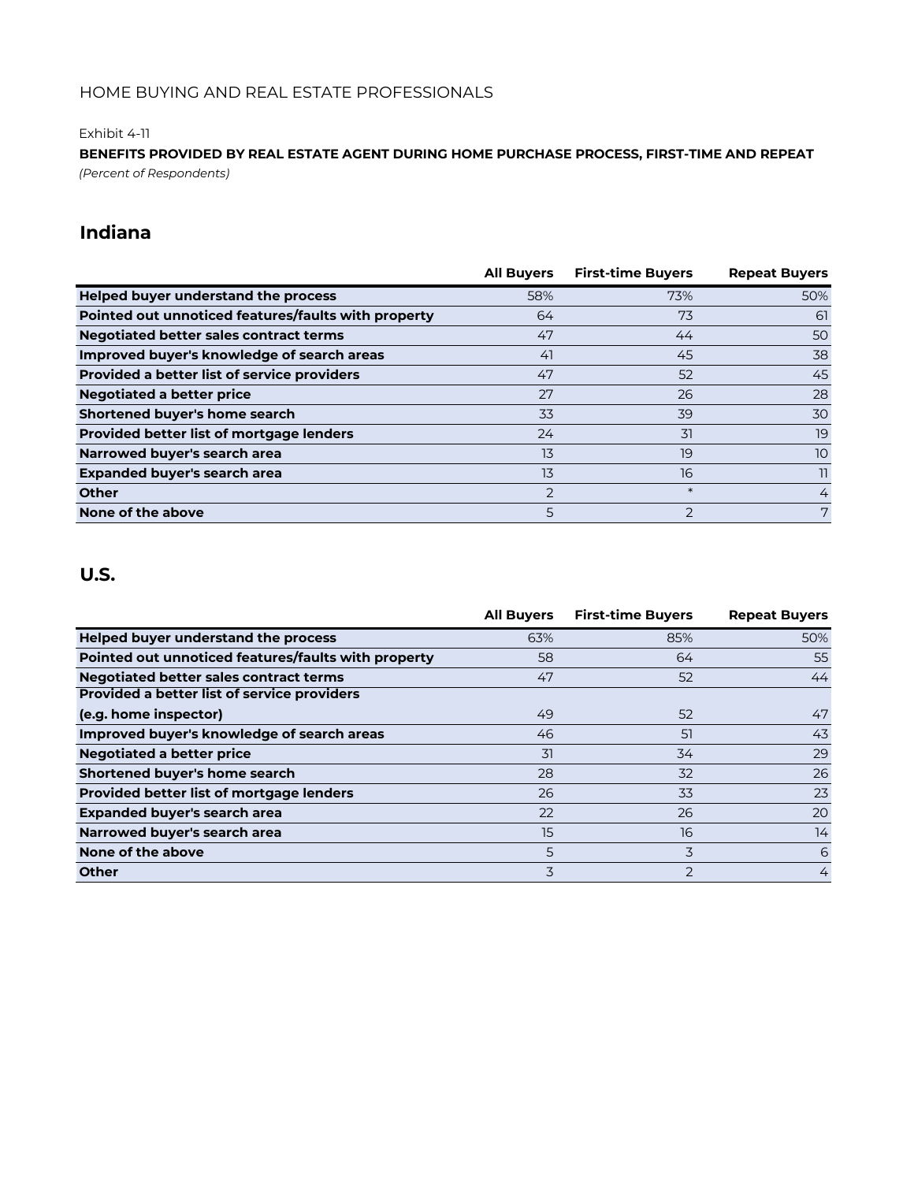HOME BUYING AND REAL ESTATE PROFESSIONALS

Exhibit 4-11

**BENEFITS PROVIDED BY REAL ESTATE AGENT DURING HOME PURCHASE PROCESS, FIRST-TIME AND REPEAT**

*(Percent of Respondents)*

## Indiana

| | All Buyers | First-time Buyers | Repeat Buyers |
|---|---|---|---|
| **Helped buyer understand the process** | 58% | 73% | 50% |
| **Pointed out unnoticed features/faults with property** | 64 | 73 | 61 |
| **Negotiated better sales contract terms** | 47 | 44 | 50 |
| **Improved buyer's knowledge of search areas** | 41 | 45 | 38 |
| **Provided a better list of service providers** | 47 | 52 | 45 |
| **Negotiated a better price** | 27 | 26 | 28 |
| **Shortened buyer's home search** | 33 | 39 | 30 |
| **Provided better list of mortgage lenders** | 24 | 31 | 19 |
| **Narrowed buyer's search area** | 13 | 19 | 10 |
| **Expanded buyer's search area** | 13 | 16 | 11 |
| **Other** | 2 | * | 4 |
| **None of the above** | 5 | 2 | 7 |

## U.S.

| | All Buyers | First-time Buyers | Repeat Buyers |
|---|---|---|---|
| **Helped buyer understand the process** | 63% | 85% | 50% |
| **Pointed out unnoticed features/faults with property** | 58 | 64 | 55 |
| **Negotiated better sales contract terms** | 47 | 52 | 44 |
| **Provided a better list of service providers (e.g. home inspector)** | 49 | 52 | 47 |
| **Improved buyer's knowledge of search areas** | 46 | 51 | 43 |
| **Negotiated a better price** | 31 | 34 | 29 |
| **Shortened buyer's home search** | 28 | 32 | 26 |
| **Provided better list of mortgage lenders** | 26 | 33 | 23 |
| **Expanded buyer's search area** | 22 | 26 | 20 |
| **Narrowed buyer's search area** | 15 | 16 | 14 |
| **None of the above** | 5 | 3 | 6 |
| **Other** | 3 | 2 | 4 |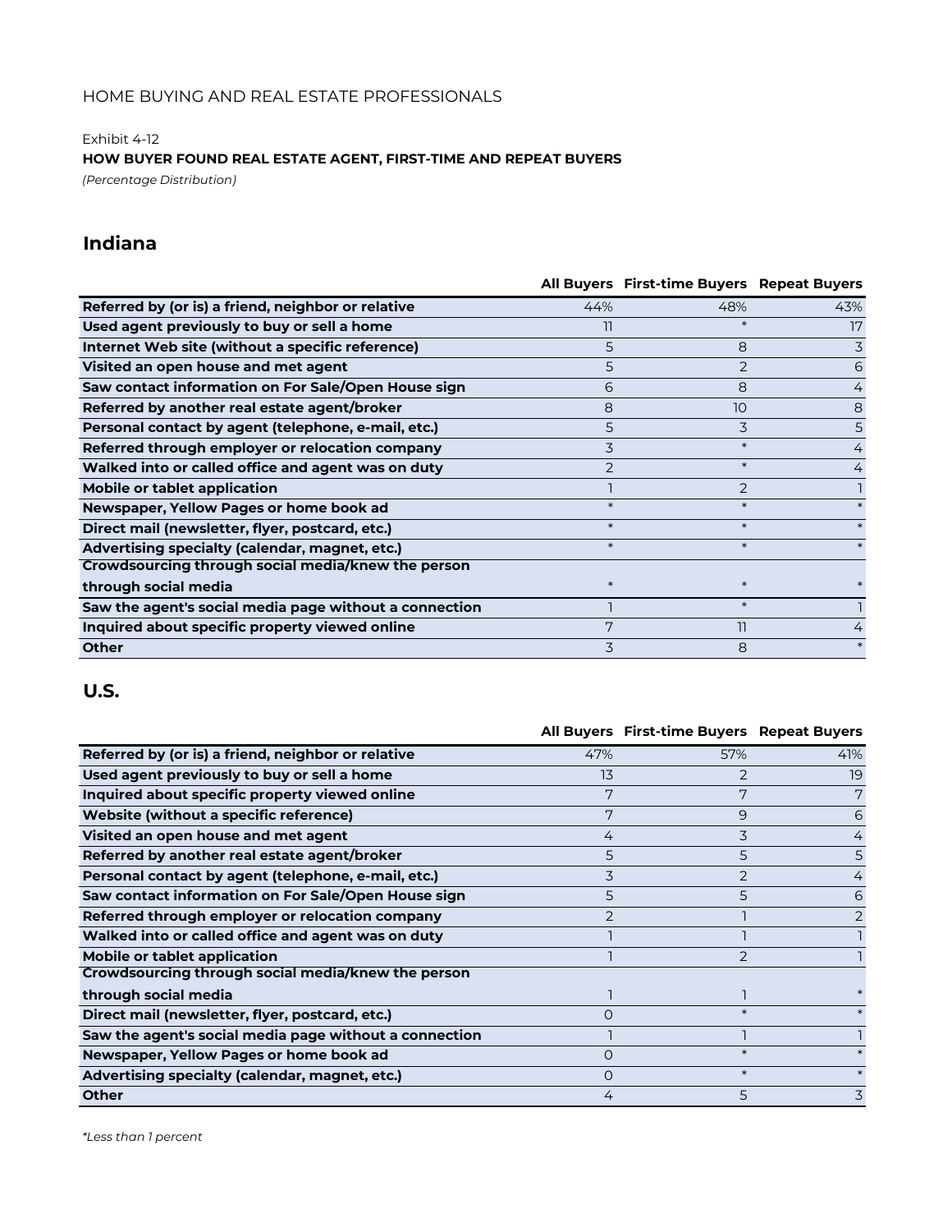HOME BUYING AND REAL ESTATE PROFESSIONALS

Exhibit 4-12

**HOW BUYER FOUND REAL ESTATE AGENT, FIRST-TIME AND REPEAT BUYERS**

*(Percentage Distribution)*

## Indiana

| | All Buyers | First-time Buyers | Repeat Buyers |
|---|---|---|---|
| **Referred by (or is) a friend, neighbor or relative** | 44% | 48% | 43% |
| **Used agent previously to buy or sell a home** | 11 | * | 17 |
| **Internet Web site (without a specific reference)** | 5 | 8 | 3 |
| **Visited an open house and met agent** | 5 | 2 | 6 |
| **Saw contact information on For Sale/Open House sign** | 6 | 8 | 4 |
| **Referred by another real estate agent/broker** | 8 | 10 | 8 |
| **Personal contact by agent (telephone, e-mail, etc.)** | 5 | 3 | 5 |
| **Referred through employer or relocation company** | 3 | * | 4 |
| **Walked into or called office and agent was on duty** | 2 | * | 4 |
| **Mobile or tablet application** | 1 | 2 | 1 |
| **Newspaper, Yellow Pages or home book ad** | * | * | * |
| **Direct mail (newsletter, flyer, postcard, etc.)** | * | * | * |
| **Advertising specialty (calendar, magnet, etc.)** | * | * | * |
| **Crowdsourcing through social media/knew the person through social media** | * | * | * |
| **Saw the agent's social media page without a connection** | 1 | * | 1 |
| **Inquired about specific property viewed online** | 7 | 11 | 4 |
| **Other** | 3 | 8 | * |

## U.S.

| | All Buyers | First-time Buyers | Repeat Buyers |
|---|---|---|---|
| **Referred by (or is) a friend, neighbor or relative** | 47% | 57% | 41% |
| **Used agent previously to buy or sell a home** | 13 | 2 | 19 |
| **Inquired about specific property viewed online** | 7 | 7 | 7 |
| **Website (without a specific reference)** | 7 | 9 | 6 |
| **Visited an open house and met agent** | 4 | 3 | 4 |
| **Referred by another real estate agent/broker** | 5 | 5 | 5 |
| **Personal contact by agent (telephone, e-mail, etc.)** | 3 | 2 | 4 |
| **Saw contact information on For Sale/Open House sign** | 5 | 5 | 6 |
| **Referred through employer or relocation company** | 2 | 1 | 2 |
| **Walked into or called office and agent was on duty** | 1 | 1 | 1 |
| **Mobile or tablet application** | 1 | 2 | 1 |
| **Crowdsourcing through social media/knew the person through social media** | 1 | 1 | * |
| **Direct mail (newsletter, flyer, postcard, etc.)** | 0 | * | * |
| **Saw the agent's social media page without a connection** | 1 | 1 | 1 |
| **Newspaper, Yellow Pages or home book ad** | 0 | * | * |
| **Advertising specialty (calendar, magnet, etc.)** | 0 | * | * |
| **Other** | 4 | 5 | 3 |

*\*Less than 1 percent*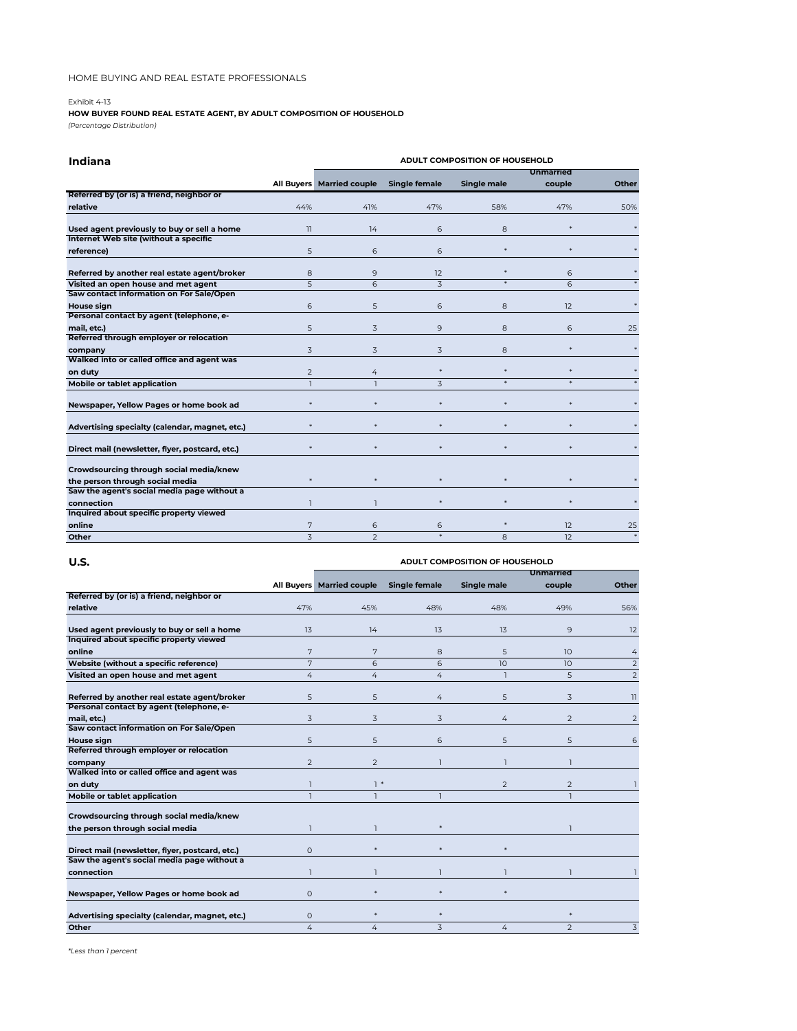Exhibit 4-13

**HOW BUYER FOUND REAL ESTATE AGENT, BY ADULT COMPOSITION OF HOUSEHOLD**

*(Percentage Distribution)*

## Indiana

| | | ADULT COMPOSITION OF HOUSEHOLD | | | | |
|---|---|---|---|---|---|---|
| | All Buyers | Married couple | Single female | Single male | Unmarried couple | Other |
| **Referred by (or is) a friend, neighbor or relative** | 44% | 41% | 47% | 58% | 47% | 50% |
| **Used agent previously to buy or sell a home** | 11 | 14 | 6 | 8 | * | * |
| **Internet Web site (without a specific reference)** | 5 | 6 | 6 | * | * | * |
| **Referred by another real estate agent/broker** | 8 | 9 | 12 | * | 6 | * |
| **Visited an open house and met agent** | 5 | 6 | 3 | * | 6 | * |
| **Saw contact information on For Sale/Open House sign** | 6 | 5 | 6 | 8 | 12 | * |
| **Personal contact by agent (telephone, e-mail, etc.)** | 5 | 3 | 9 | 8 | 6 | 25 |
| **Referred through employer or relocation company** | 3 | 3 | 3 | 8 | * | * |
| **Walked into or called office and agent was on duty** | 2 | 4 | * | * | * | * |
| **Mobile or tablet application** | 1 | 1 | 3 | * | * | * |
| **Newspaper, Yellow Pages or home book ad** | * | * | * | * | * | * |
| **Advertising specialty (calendar, magnet, etc.)** | * | * | * | * | * | * |
| **Direct mail (newsletter, flyer, postcard, etc.)** | * | * | * | * | * | * |
| **Crowdsourcing through social media/knew the person through social media** | * | * | * | * | * | * |
| **Saw the agent's social media page without a connection** | 1 | 1 | * | * | * | * |
| **Inquired about specific property viewed online** | 7 | 6 | 6 | * | 12 | 25 |
| **Other** | 3 | 2 | * | 8 | 12 | * |

## U.S.

| | | ADULT COMPOSITION OF HOUSEHOLD | | | | |
|---|---|---|---|---|---|---|
| | All Buyers | Married couple | Single female | Single male | Unmarried couple | Other |
| **Referred by (or is) a friend, neighbor or relative** | 47% | 45% | 48% | 48% | 49% | 56% |
| **Used agent previously to buy or sell a home** | 13 | 14 | 13 | 13 | 9 | 12 |
| **Inquired about specific property viewed online** | 7 | 7 | 8 | 5 | 10 | 4 |
| **Website (without a specific reference)** | 7 | 6 | 6 | 10 | 10 | 2 |
| **Visited an open house and met agent** | 4 | 4 | 4 | 1 | 5 | 2 |
| **Referred by another real estate agent/broker** | 5 | 5 | 4 | 5 | 3 | 11 |
| **Personal contact by agent (telephone, e-mail, etc.)** | 3 | 3 | 3 | 4 | 2 | 2 |
| **Saw contact information on For Sale/Open House sign** | 5 | 5 | 6 | 5 | 5 | 6 |
| **Referred through employer or relocation company** | 2 | 2 | 1 | 1 | 1 | |
| **Walked into or called office and agent was on duty** | 1 | 1 | * | 2 | 2 | 1 |
| **Mobile or tablet application** | 1 | 1 | 1 | | 1 | |
| **Crowdsourcing through social media/knew the person through social media** | 1 | 1 | * | | 1 | |
| **Direct mail (newsletter, flyer, postcard, etc.)** | 0 | * | * | * | | |
| **Saw the agent's social media page without a connection** | 1 | 1 | 1 | 1 | 1 | 1 |
| **Newspaper, Yellow Pages or home book ad** | 0 | * | * | * | | |
| **Advertising specialty (calendar, magnet, etc.)** | 0 | * | * | | * | |
| **Other** | 4 | 4 | 3 | 4 | 2 | 3 |

*\*Less than 1 percent*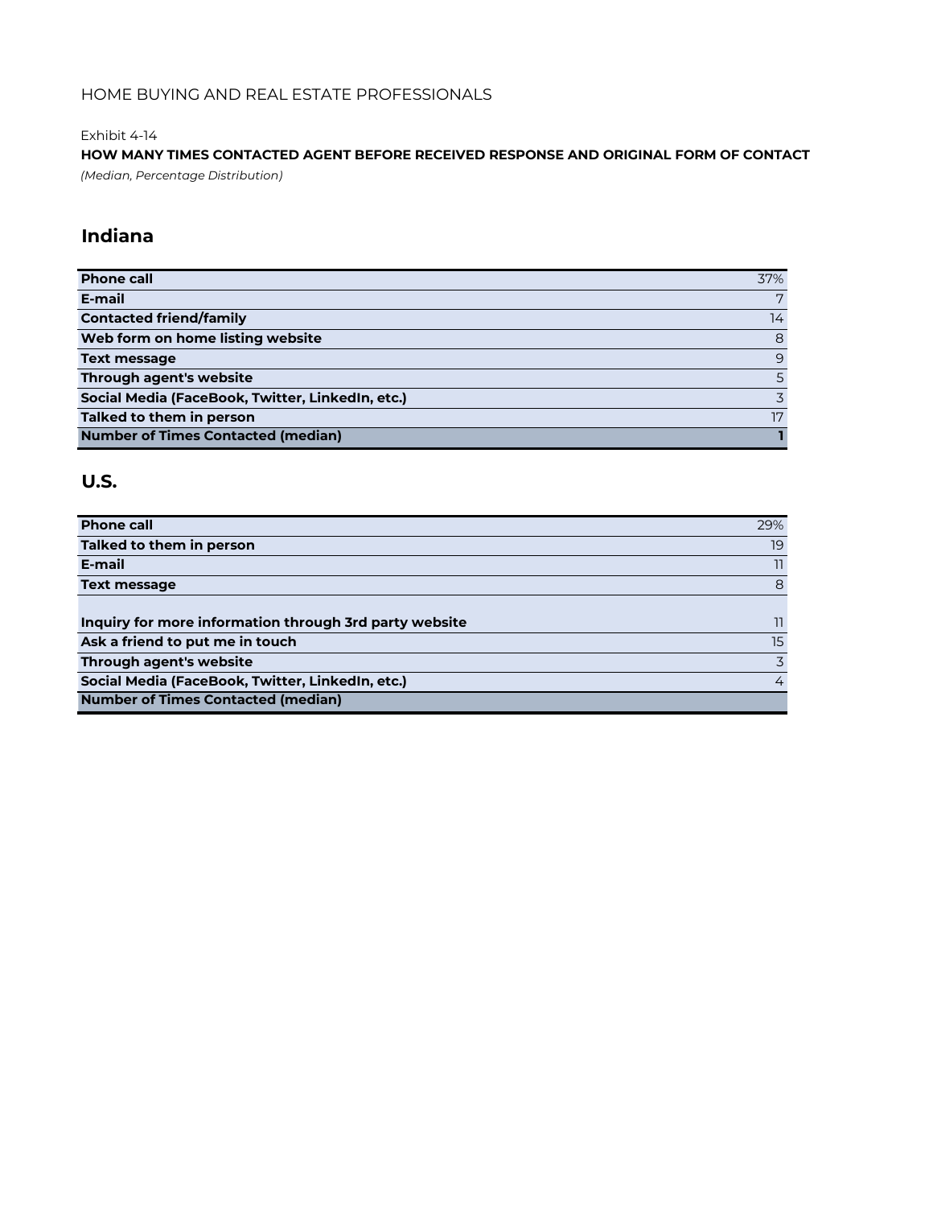HOME BUYING AND REAL ESTATE PROFESSIONALS

Exhibit 4-14

**HOW MANY TIMES CONTACTED AGENT BEFORE RECEIVED RESPONSE AND ORIGINAL FORM OF CONTACT**

*(Median, Percentage Distribution)*

## Indiana

| | |
|---|---|
| **Phone call** | 37% |
| **E-mail** | 7 |
| **Contacted friend/family** | 14 |
| **Web form on home listing website** | 8 |
| **Text message** | 9 |
| **Through agent's website** | 5 |
| **Social Media (FaceBook, Twitter, LinkedIn, etc.)** | 3 |
| **Talked to them in person** | 17 |
| **Number of Times Contacted (median)** | **1** |

## U.S.

| | |
|---|---|
| **Phone call** | 29% |
| **Talked to them in person** | 19 |
| **E-mail** | 11 |
| **Text message** | 8 |
| **Inquiry for more information through 3rd party website** | 11 |
| **Ask a friend to put me in touch** | 15 |
| **Through agent's website** | 3 |
| **Social Media (FaceBook, Twitter, LinkedIn, etc.)** | 4 |
| **Number of Times Contacted (median)** | |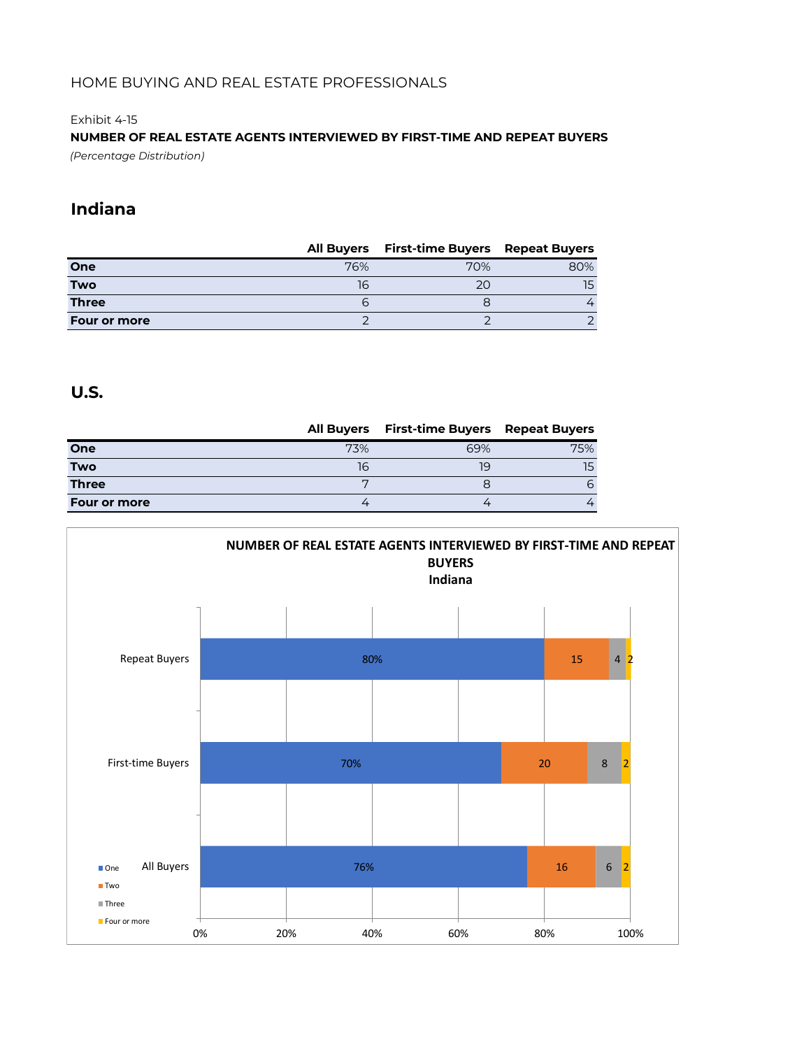HOME BUYING AND REAL ESTATE PROFESSIONALS

Exhibit 4-15

**NUMBER OF REAL ESTATE AGENTS INTERVIEWED BY FIRST-TIME AND REPEAT BUYERS**

*(Percentage Distribution)*

## Indiana

| | All Buyers | First-time Buyers | Repeat Buyers |
|---|---|---|---|
| **One** | 76% | 70% | 80% |
| **Two** | 16 | 20 | 15 |
| **Three** | 6 | 8 | 4 |
| **Four or more** | 2 | 2 | 2 |

## U.S.

| | All Buyers | First-time Buyers | Repeat Buyers |
|---|---|---|---|
| **One** | 73% | 69% | 75% |
| **Two** | 16 | 19 | 15 |
| **Three** | 7 | 8 | 6 |
| **Four or more** | 4 | 4 | 4 |

**NUMBER OF REAL ESTATE AGENTS INTERVIEWED BY FIRST-TIME AND REPEAT BUYERS**
**Indiana**

| | One | Two | Three | Four or more |
|---|---|---|---|---|
| Repeat Buyers | 80% | 15 | 4 | 2 |
| First-time Buyers | 70% | 20 | 8 | 2 |
| All Buyers | 76% | 16 | 6 | 2 |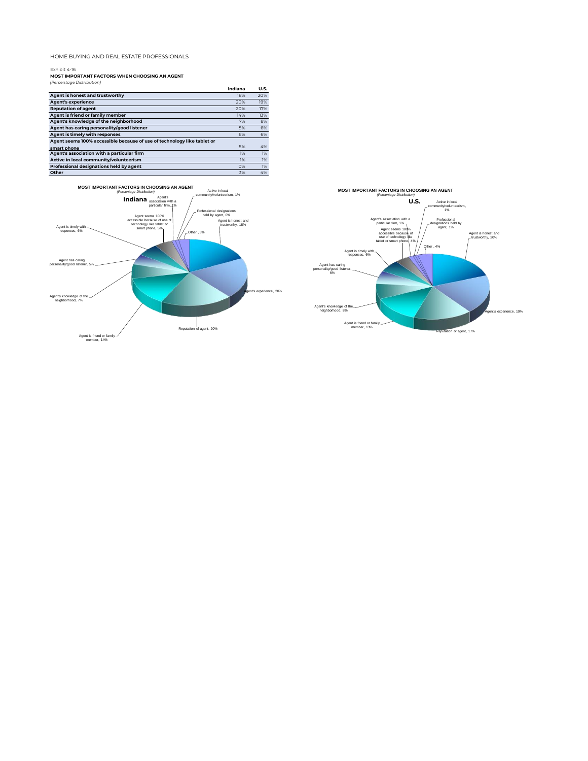HOME BUYING AND REAL ESTATE PROFESSIONALS

Exhibit 4-16

**MOST IMPORTANT FACTORS WHEN CHOOSING AN AGENT**

*(Percentage Distribution)*

| | Indiana | U.S. |
|---|---|---|
| **Agent is honest and trustworthy** | 18% | 20% |
| **Agent's experience** | 20% | 19% |
| **Reputation of agent** | 20% | 17% |
| **Agent is friend or family member** | 14% | 13% |
| **Agent's knowledge of the neighborhood** | 7% | 8% |
| **Agent has caring personality/good listener** | 5% | 6% |
| **Agent is timely with responses** | 6% | 6% |
| **Agent seems 100% accessible because of use of technology like tablet or smart phone** | 5% | 4% |
| **Agent's association with a particular firm** | 1% | 1% |
| **Active in local community/volunteerism** | 1% | 1% |
| **Professional designations held by agent** | 0% | 1% |
| **Other** | 3% | 4% |

**MOST IMPORTANT FACTORS IN CHOOSING AN AGENT**

*(Percentage Distribution)*

**Indiana**

Agent is honest and trustworthy, 18%; Agent's experience, 20%; Reputation of agent, 20%; Agent is friend or family member, 14%; Agent's knowledge of the neighborhood, 7%; Agent has caring personality/good listener, 5%; Agent is timely with responses, 6%; Agent seems 100% accessible because of use of technology like tablet or smart phone, 5%; Agent's association with a particular firm, 1%; Active in local community/volunteerism, 1%; Professional designations held by agent, 0%; Other, 3%

**MOST IMPORTANT FACTORS IN CHOOSING AN AGENT**

*(Percentage Distribution)*

**U.S.**

Agent is honest and trustworthy, 20%; Agent's experience, 19%; Reputation of agent, 17%; Agent is friend or family member, 13%; Agent's knowledge of the neighborhood, 8%; Agent has caring personality/good listener, 6%; Agent is timely with responses, 6%; Agent seems 100% accessible because of use of technology like tablet or smart phone, 4%; Agent's association with a particular firm, 1%; Active in local community/volunteerism, 1%; Professional designations held by agent, 1%; Other, 4%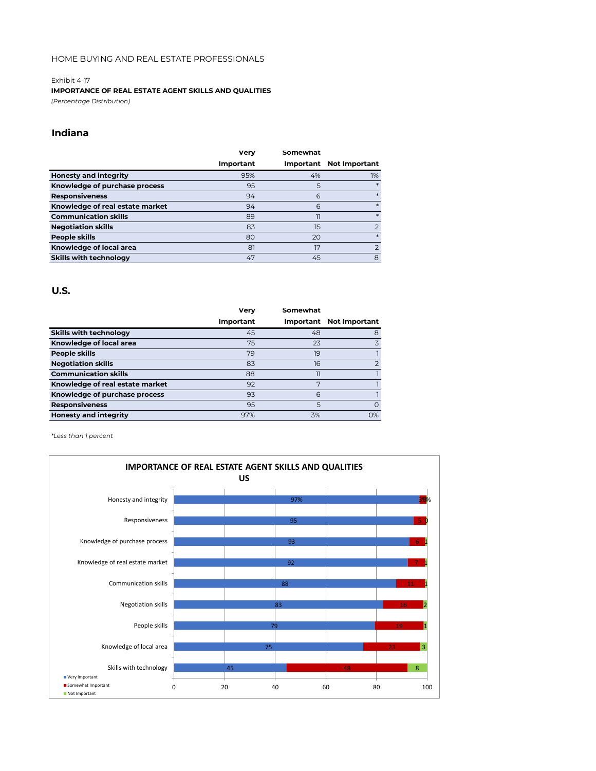HOME BUYING AND REAL ESTATE PROFESSIONALS

Exhibit 4-17

**IMPORTANCE OF REAL ESTATE AGENT SKILLS AND QUALITIES**

*(Percentage Distribution)*

## Indiana

| | Very Important | Somewhat Important | Not Important |
|---|---|---|---|
| **Honesty and integrity** | 95% | 4% | 1% |
| **Knowledge of purchase process** | 95 | 5 | * |
| **Responsiveness** | 94 | 6 | * |
| **Knowledge of real estate market** | 94 | 6 | * |
| **Communication skills** | 89 | 11 | * |
| **Negotiation skills** | 83 | 15 | 2 |
| **People skills** | 80 | 20 | * |
| **Knowledge of local area** | 81 | 17 | 2 |
| **Skills with technology** | 47 | 45 | 8 |

## U.S.

| | Very Important | Somewhat Important | Not Important |
|---|---|---|---|
| **Skills with technology** | 45 | 48 | 8 |
| **Knowledge of local area** | 75 | 23 | 3 |
| **People skills** | 79 | 19 | 1 |
| **Negotiation skills** | 83 | 16 | 2 |
| **Communication skills** | 88 | 11 | 1 |
| **Knowledge of real estate market** | 92 | 7 | 1 |
| **Knowledge of purchase process** | 93 | 6 | 1 |
| **Responsiveness** | 95 | 5 | 0 |
| **Honesty and integrity** | 97% | 3% | 0% |

*\*Less than 1 percent*

**IMPORTANCE OF REAL ESTATE AGENT SKILLS AND QUALITIES**
**US**

| | Very Important | Somewhat Important | Not Important |
|---|---|---|---|
| Honesty and integrity | 97% | 3% | 0% |
| Responsiveness | 95 | 5 | 0 |
| Knowledge of purchase process | 93 | 6 | 1 |
| Knowledge of real estate market | 92 | 7 | 1 |
| Communication skills | 88 | 11 | 1 |
| Negotiation skills | 83 | 16 | 2 |
| People skills | 79 | 19 | 1 |
| Knowledge of local area | 75 | 23 | 3 |
| Skills with technology | 45 | 48 | 8 |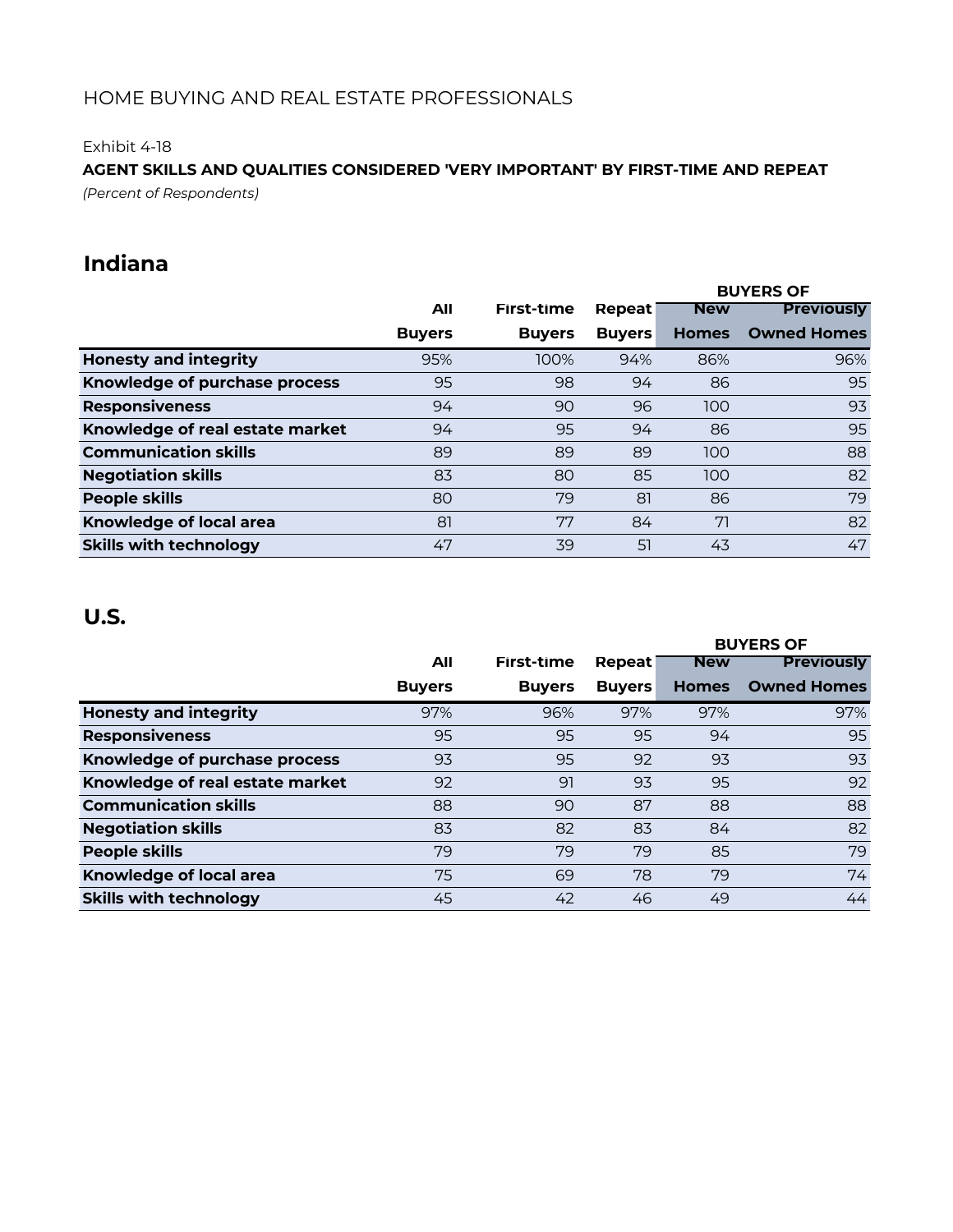HOME BUYING AND REAL ESTATE PROFESSIONALS

Exhibit 4-18

**AGENT SKILLS AND QUALITIES CONSIDERED 'VERY IMPORTANT' BY FIRST-TIME AND REPEAT**

*(Percent of Respondents)*

## Indiana

| | All Buyers | First-time Buyers | Repeat Buyers | BUYERS OF New Homes | BUYERS OF Previously Owned Homes |
|---|---|---|---|---|---|
| **Honesty and integrity** | 95% | 100% | 94% | 86% | 96% |
| **Knowledge of purchase process** | 95 | 98 | 94 | 86 | 95 |
| **Responsiveness** | 94 | 90 | 96 | 100 | 93 |
| **Knowledge of real estate market** | 94 | 95 | 94 | 86 | 95 |
| **Communication skills** | 89 | 89 | 89 | 100 | 88 |
| **Negotiation skills** | 83 | 80 | 85 | 100 | 82 |
| **People skills** | 80 | 79 | 81 | 86 | 79 |
| **Knowledge of local area** | 81 | 77 | 84 | 71 | 82 |
| **Skills with technology** | 47 | 39 | 51 | 43 | 47 |

## U.S.

| | All Buyers | First-time Buyers | Repeat Buyers | BUYERS OF New Homes | BUYERS OF Previously Owned Homes |
|---|---|---|---|---|---|
| **Honesty and integrity** | 97% | 96% | 97% | 97% | 97% |
| **Responsiveness** | 95 | 95 | 95 | 94 | 95 |
| **Knowledge of purchase process** | 93 | 95 | 92 | 93 | 93 |
| **Knowledge of real estate market** | 92 | 91 | 93 | 95 | 92 |
| **Communication skills** | 88 | 90 | 87 | 88 | 88 |
| **Negotiation skills** | 83 | 82 | 83 | 84 | 82 |
| **People skills** | 79 | 79 | 79 | 85 | 79 |
| **Knowledge of local area** | 75 | 69 | 78 | 79 | 74 |
| **Skills with technology** | 45 | 42 | 46 | 49 | 44 |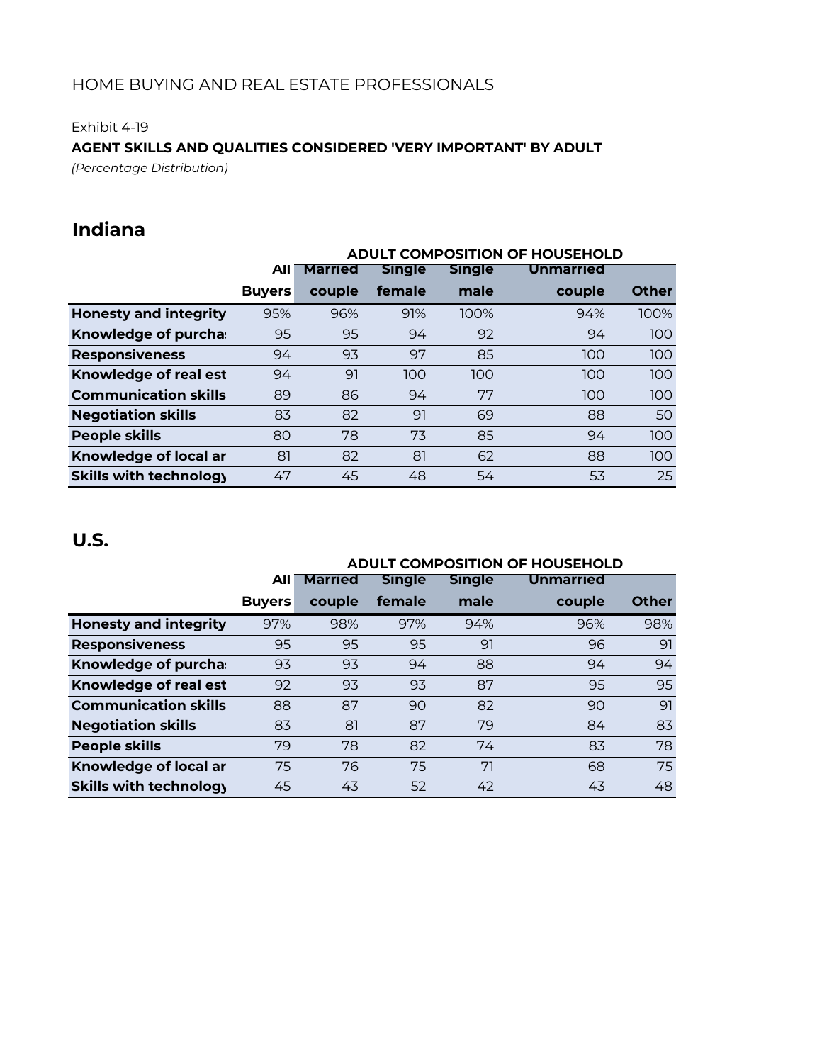HOME BUYING AND REAL ESTATE PROFESSIONALS

Exhibit 4-19

**AGENT SKILLS AND QUALITIES CONSIDERED 'VERY IMPORTANT' BY ADULT**

*(Percentage Distribution)*

## Indiana

| | | ADULT COMPOSITION OF HOUSEHOLD | | | | |
|---|---|---|---|---|---|---|
| | All Buyers | Married couple | Single female | Single male | Unmarried couple | Other |
| **Honesty and integrity** | 95% | 96% | 91% | 100% | 94% | 100% |
| **Knowledge of purcha** | 95 | 95 | 94 | 92 | 94 | 100 |
| **Responsiveness** | 94 | 93 | 97 | 85 | 100 | 100 |
| **Knowledge of real est** | 94 | 91 | 100 | 100 | 100 | 100 |
| **Communication skills** | 89 | 86 | 94 | 77 | 100 | 100 |
| **Negotiation skills** | 83 | 82 | 91 | 69 | 88 | 50 |
| **People skills** | 80 | 78 | 73 | 85 | 94 | 100 |
| **Knowledge of local ar** | 81 | 82 | 81 | 62 | 88 | 100 |
| **Skills with technology** | 47 | 45 | 48 | 54 | 53 | 25 |

## U.S.

| | | ADULT COMPOSITION OF HOUSEHOLD | | | | |
|---|---|---|---|---|---|---|
| | All Buyers | Married couple | Single female | Single male | Unmarried couple | Other |
| **Honesty and integrity** | 97% | 98% | 97% | 94% | 96% | 98% |
| **Responsiveness** | 95 | 95 | 95 | 91 | 96 | 91 |
| **Knowledge of purcha** | 93 | 93 | 94 | 88 | 94 | 94 |
| **Knowledge of real est** | 92 | 93 | 93 | 87 | 95 | 95 |
| **Communication skills** | 88 | 87 | 90 | 82 | 90 | 91 |
| **Negotiation skills** | 83 | 81 | 87 | 79 | 84 | 83 |
| **People skills** | 79 | 78 | 82 | 74 | 83 | 78 |
| **Knowledge of local ar** | 75 | 76 | 75 | 71 | 68 | 75 |
| **Skills with technology** | 45 | 43 | 52 | 42 | 43 | 48 |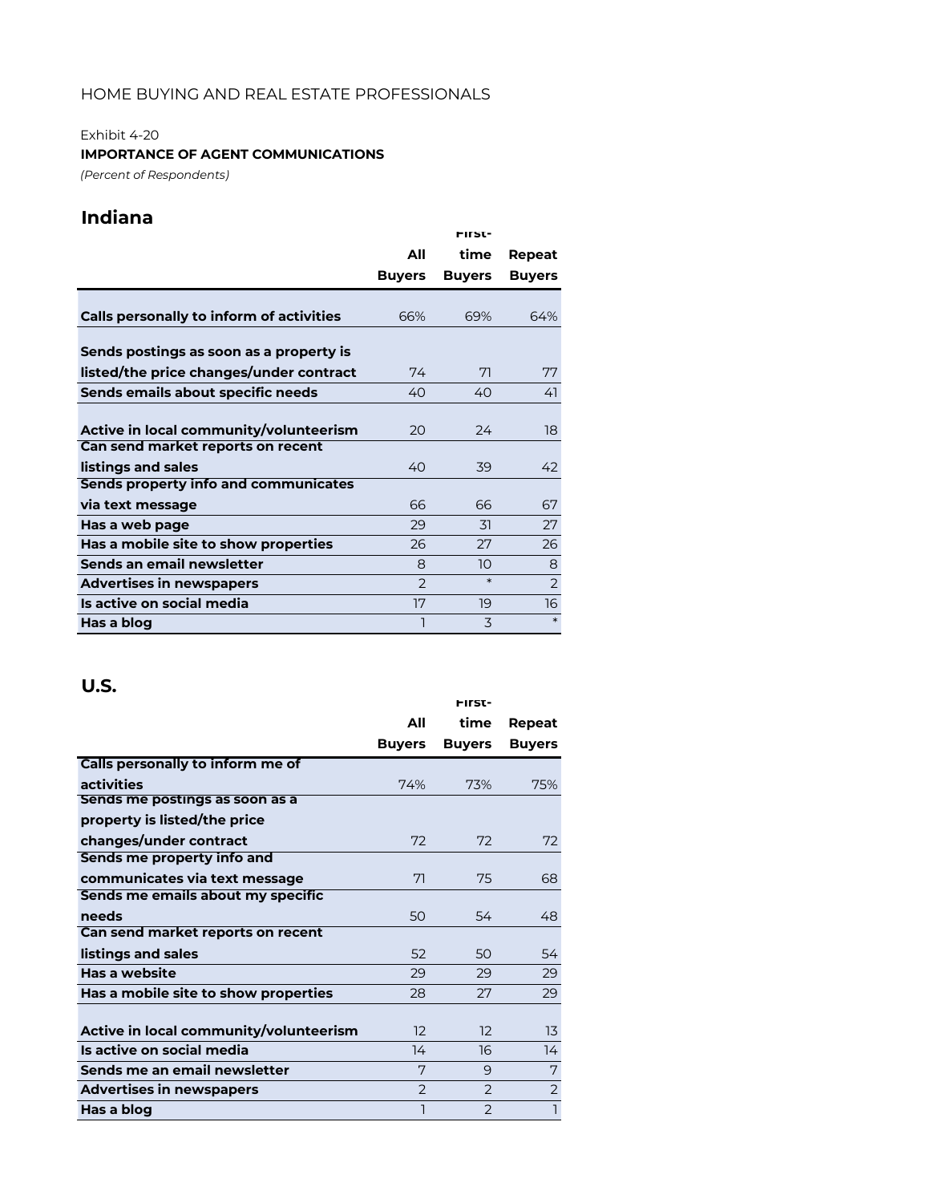HOME BUYING AND REAL ESTATE PROFESSIONALS

Exhibit 4-20

**IMPORTANCE OF AGENT COMMUNICATIONS**

*(Percent of Respondents)*

## Indiana

| | All Buyers | First-time Buyers | Repeat Buyers |
|---|---|---|---|
| **Calls personally to inform of activities** | 66% | 69% | 64% |
| **Sends postings as soon as a property is listed/the price changes/under contract** | 74 | 71 | 77 |
| **Sends emails about specific needs** | 40 | 40 | 41 |
| **Active in local community/volunteerism** | 20 | 24 | 18 |
| **Can send market reports on recent listings and sales** | 40 | 39 | 42 |
| **Sends property info and communicates via text message** | 66 | 66 | 67 |
| **Has a web page** | 29 | 31 | 27 |
| **Has a mobile site to show properties** | 26 | 27 | 26 |
| **Sends an email newsletter** | 8 | 10 | 8 |
| **Advertises in newspapers** | 2 | * | 2 |
| **Is active on social media** | 17 | 19 | 16 |
| **Has a blog** | 1 | 3 | * |

## U.S.

| | All Buyers | First-time Buyers | Repeat Buyers |
|---|---|---|---|
| **Calls personally to inform me of activities** | 74% | 73% | 75% |
| **Sends me postings as soon as a property is listed/the price changes/under contract** | 72 | 72 | 72 |
| **Sends me property info and communicates via text message** | 71 | 75 | 68 |
| **Sends me emails about my specific needs** | 50 | 54 | 48 |
| **Can send market reports on recent listings and sales** | 52 | 50 | 54 |
| **Has a website** | 29 | 29 | 29 |
| **Has a mobile site to show properties** | 28 | 27 | 29 |
| **Active in local community/volunteerism** | 12 | 12 | 13 |
| **Is active on social media** | 14 | 16 | 14 |
| **Sends me an email newsletter** | 7 | 9 | 7 |
| **Advertises in newspapers** | 2 | 2 | 2 |
| **Has a blog** | 1 | 2 | 1 |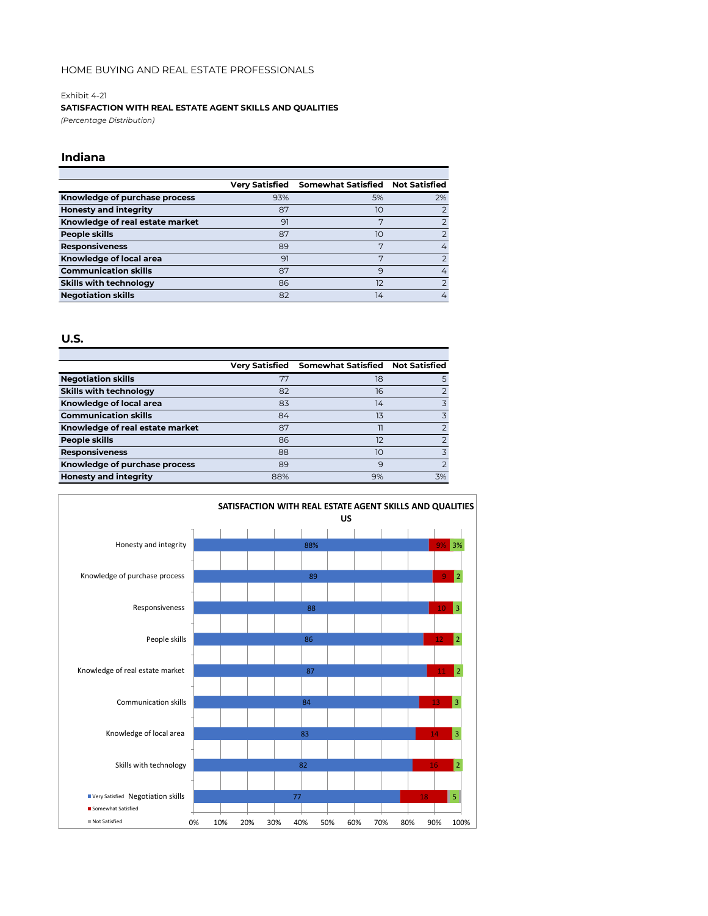HOME BUYING AND REAL ESTATE PROFESSIONALS

Exhibit 4-21

**SATISFACTION WITH REAL ESTATE AGENT SKILLS AND QUALITIES**

*(Percentage Distribution)*

## Indiana

| | Very Satisfied | Somewhat Satisfied | Not Satisfied |
|---|---|---|---|
| **Knowledge of purchase process** | 93% | 5% | 2% |
| **Honesty and integrity** | 87 | 10 | 2 |
| **Knowledge of real estate market** | 91 | 7 | 2 |
| **People skills** | 87 | 10 | 2 |
| **Responsiveness** | 89 | 7 | 4 |
| **Knowledge of local area** | 91 | 7 | 2 |
| **Communication skills** | 87 | 9 | 4 |
| **Skills with technology** | 86 | 12 | 2 |
| **Negotiation skills** | 82 | 14 | 4 |

## U.S.

| | Very Satisfied | Somewhat Satisfied | Not Satisfied |
|---|---|---|---|
| **Negotiation skills** | 77 | 18 | 5 |
| **Skills with technology** | 82 | 16 | 2 |
| **Knowledge of local area** | 83 | 14 | 3 |
| **Communication skills** | 84 | 13 | 3 |
| **Knowledge of real estate market** | 87 | 11 | 2 |
| **People skills** | 86 | 12 | 2 |
| **Responsiveness** | 88 | 10 | 3 |
| **Knowledge of purchase process** | 89 | 9 | 2 |
| **Honesty and integrity** | 88% | 9% | 3% |

**SATISFACTION WITH REAL ESTATE AGENT SKILLS AND QUALITIES**
**US**

| | Very Satisfied | Somewhat Satisfied | Not Satisfied |
|---|---|---|---|
| Honesty and integrity | 88% | 9% | 3% |
| Knowledge of purchase process | 89 | 9 | 2 |
| Responsiveness | 88 | 10 | 3 |
| People skills | 86 | 12 | 2 |
| Knowledge of real estate market | 87 | 11 | 2 |
| Communication skills | 84 | 13 | 3 |
| Knowledge of local area | 83 | 14 | 3 |
| Skills with technology | 82 | 16 | 2 |
| Negotiation skills | 77 | 18 | 5 |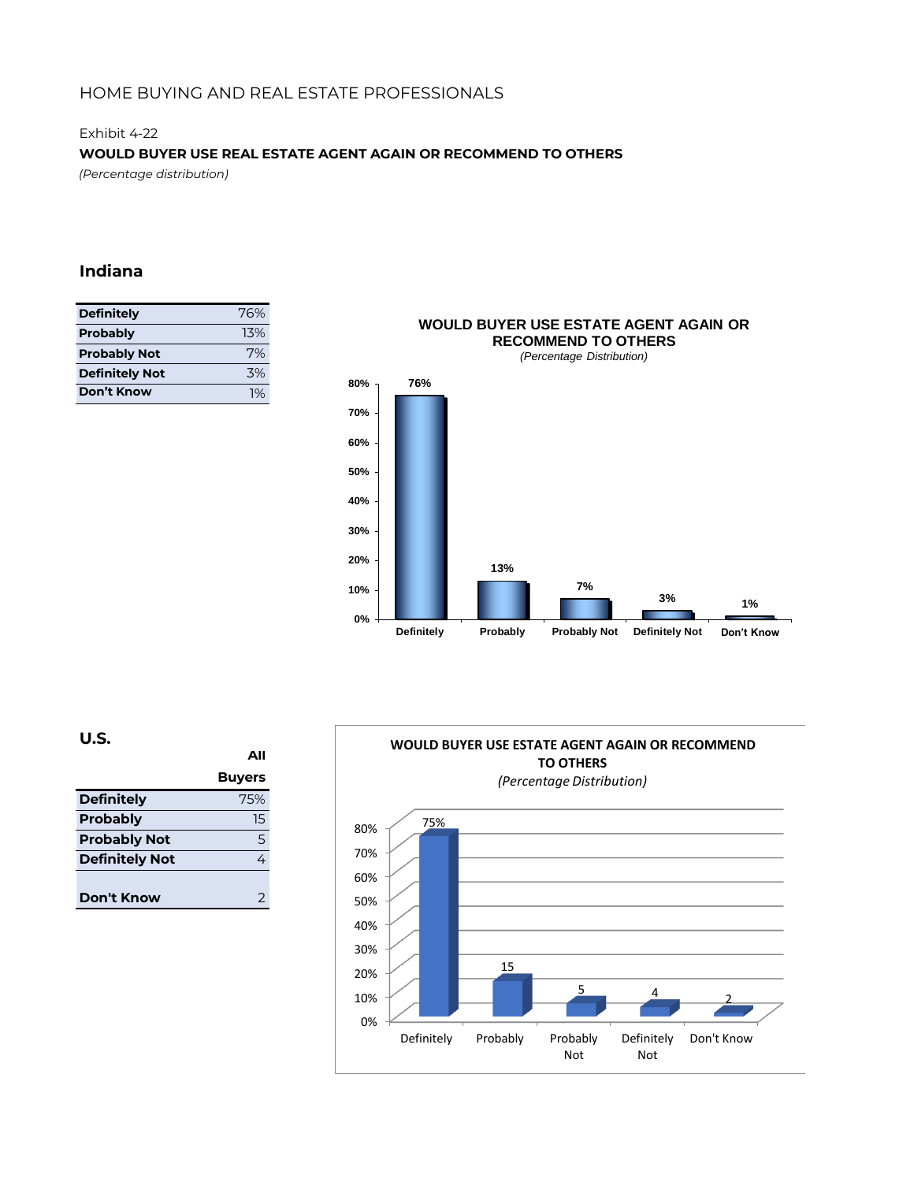HOME BUYING AND REAL ESTATE PROFESSIONALS

Exhibit 4-22

**WOULD BUYER USE REAL ESTATE AGENT AGAIN OR RECOMMEND TO OTHERS**

*(Percentage distribution)*

## Indiana

| | |
|---|---|
| **Definitely** | 76% |
| **Probably** | 13% |
| **Probably Not** | 7% |
| **Definitely Not** | 3% |
| **Don't Know** | 1% |

**WOULD BUYER USE ESTATE AGENT AGAIN OR RECOMMEND TO OTHERS**
*(Percentage Distribution)*

| Definitely | Probably | Probably Not | Definitely Not | Don't Know |
|---|---|---|---|---|
| 76% | 13% | 7% | 3% | 1% |

## U.S.

| | All Buyers |
|---|---|
| **Definitely** | 75% |
| **Probably** | 15 |
| **Probably Not** | 5 |
| **Definitely Not** | 4 |
| **Don't Know** | 2 |

**WOULD BUYER USE ESTATE AGENT AGAIN OR RECOMMEND TO OTHERS**
*(Percentage Distribution)*

| Definitely | Probably | Probably Not | Definitely Not | Don't Know |
|---|---|---|---|---|
| 75% | 15 | 5 | 4 | 2 |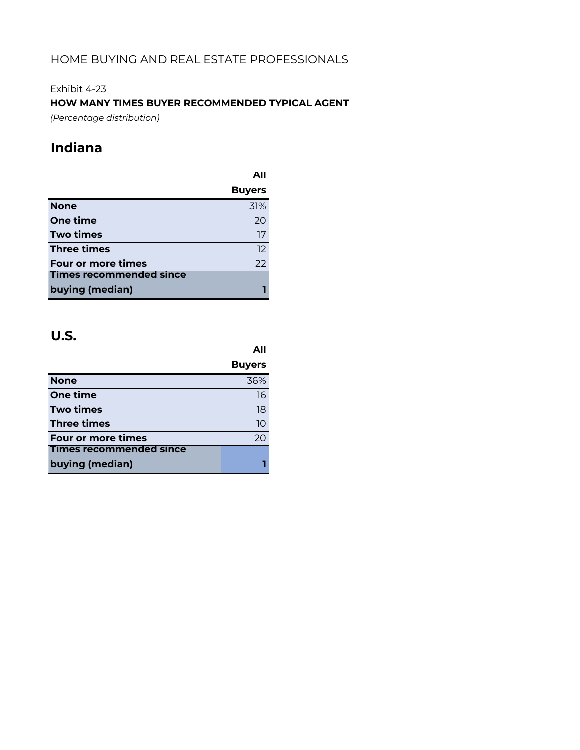HOME BUYING AND REAL ESTATE PROFESSIONALS

Exhibit 4-23

**HOW MANY TIMES BUYER RECOMMENDED TYPICAL AGENT**

*(Percentage distribution)*

## Indiana

| | All Buyers |
|---|---|
| **None** | 31% |
| **One time** | 20 |
| **Two times** | 17 |
| **Three times** | 12 |
| **Four or more times** | 22 |
| **Times recommended since buying (median)** | **1** |

## U.S.

| | All Buyers |
|---|---|
| **None** | 36% |
| **One time** | 16 |
| **Two times** | 18 |
| **Three times** | 10 |
| **Four or more times** | 20 |
| **Times recommended since buying (median)** | **1** |